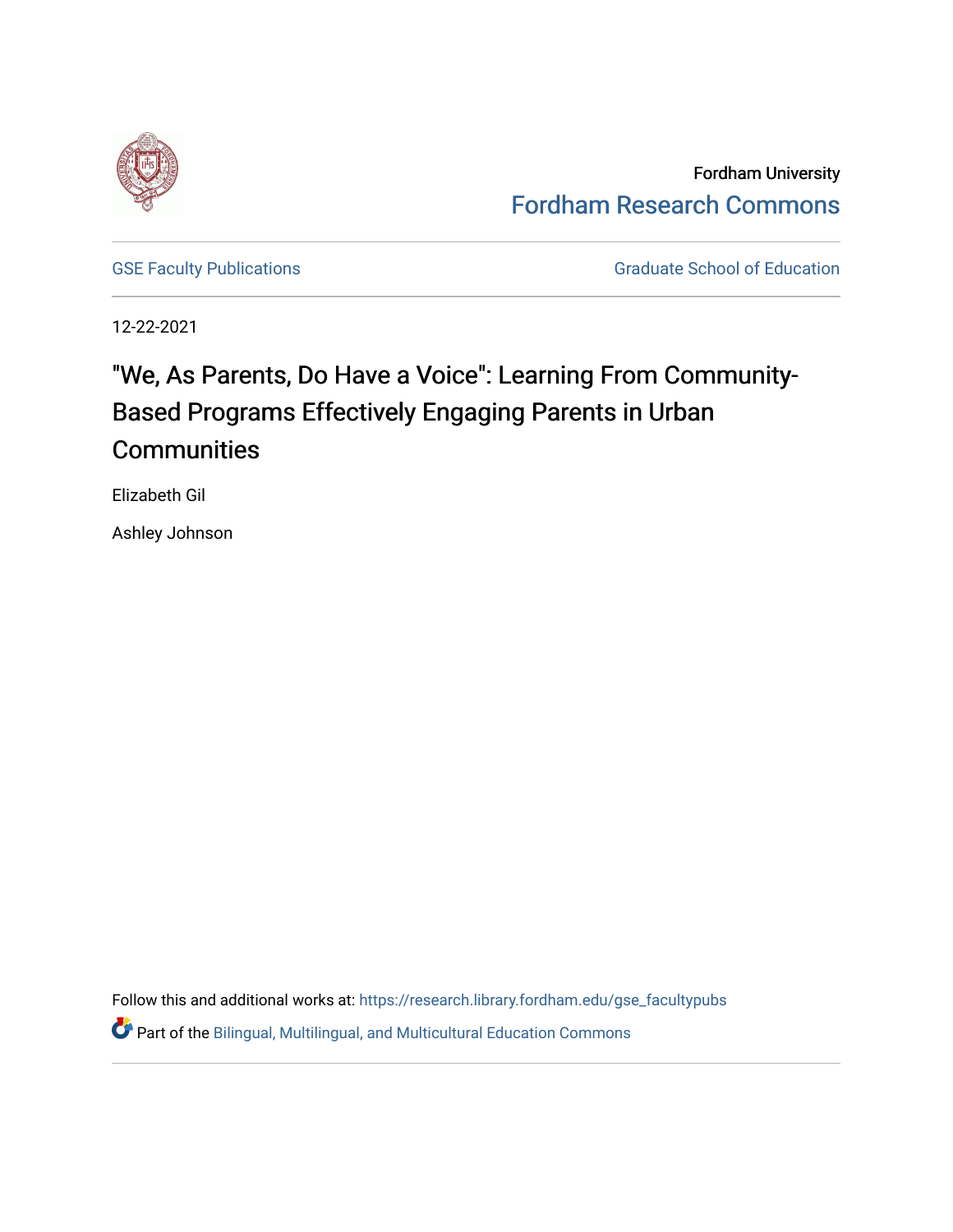Fordham University

Fordham Research Commons

GSE Faculty Publications

Graduate School of Education

12-22-2021

# "We, As Parents, Do Have a Voice": Learning From Community-Based Programs Effectively Engaging Parents in Urban Communities

Elizabeth Gil

Ashley Johnson

Follow this and additional works at: https://research.library.fordham.edu/gse_facultypubs

Part of the Bilingual, Multilingual, and Multicultural Education Commons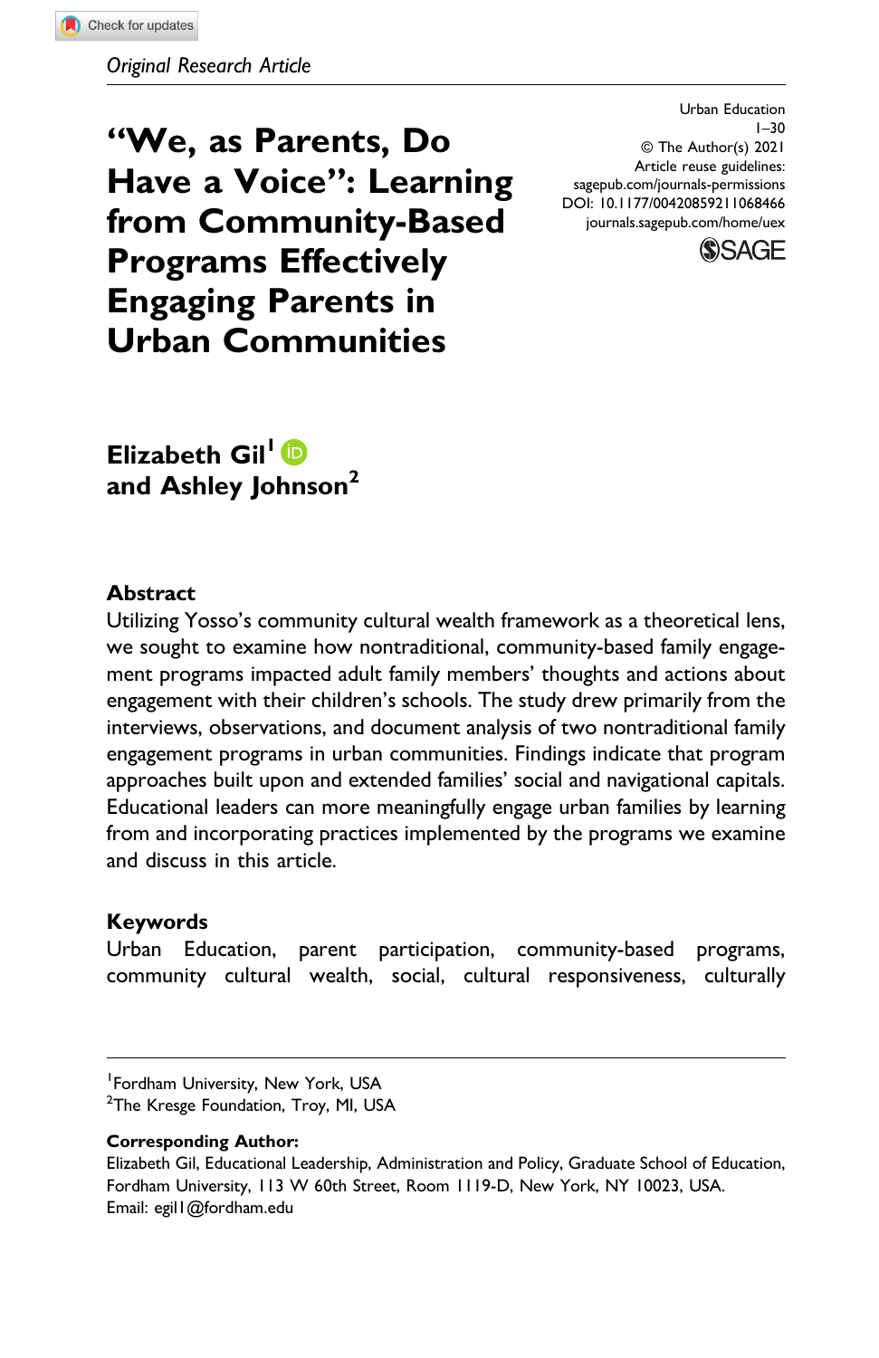Original Research Article

# "We, as Parents, Do Have a Voice": Learning from Community-Based Programs Effectively Engaging Parents in Urban Communities

Urban Education
1–30
© The Author(s) 2021
Article reuse guidelines:
sagepub.com/journals-permissions
DOI: 10.1177/00420859211068466
journals.sagepub.com/home/uex

**Elizabeth Gil[1] and Ashley Johnson[2]**

## Abstract

Utilizing Yosso's community cultural wealth framework as a theoretical lens, we sought to examine how nontraditional, community-based family engagement programs impacted adult family members' thoughts and actions about engagement with their children's schools. The study drew primarily from the interviews, observations, and document analysis of two nontraditional family engagement programs in urban communities. Findings indicate that program approaches built upon and extended families' social and navigational capitals. Educational leaders can more meaningfully engage urban families by learning from and incorporating practices implemented by the programs we examine and discuss in this article.

## Keywords

Urban Education, parent participation, community-based programs, community cultural wealth, social, cultural responsiveness, culturally

---

[1]Fordham University, New York, USA
[2]The Kresge Foundation, Troy, MI, USA

**Corresponding Author:**
Elizabeth Gil, Educational Leadership, Administration and Policy, Graduate School of Education, Fordham University, 113 W 60th Street, Room 1119-D, New York, NY 10023, USA.
Email: egil1@fordham.edu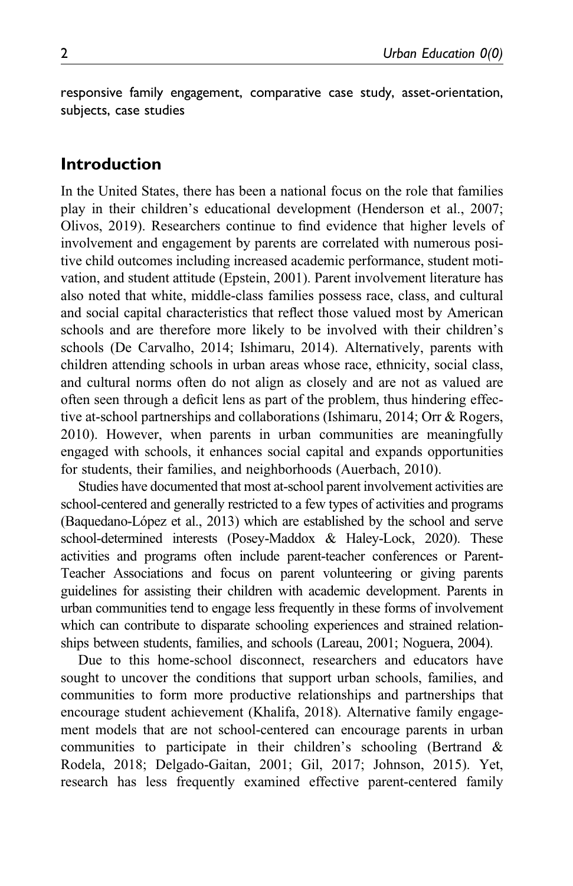responsive family engagement, comparative case study, asset-orientation, subjects, case studies

## Introduction

In the United States, there has been a national focus on the role that families play in their children's educational development (Henderson et al., 2007; Olivos, 2019). Researchers continue to find evidence that higher levels of involvement and engagement by parents are correlated with numerous positive child outcomes including increased academic performance, student motivation, and student attitude (Epstein, 2001). Parent involvement literature has also noted that white, middle-class families possess race, class, and cultural and social capital characteristics that reflect those valued most by American schools and are therefore more likely to be involved with their children's schools (De Carvalho, 2014; Ishimaru, 2014). Alternatively, parents with children attending schools in urban areas whose race, ethnicity, social class, and cultural norms often do not align as closely and are not as valued are often seen through a deficit lens as part of the problem, thus hindering effective at-school partnerships and collaborations (Ishimaru, 2014; Orr & Rogers, 2010). However, when parents in urban communities are meaningfully engaged with schools, it enhances social capital and expands opportunities for students, their families, and neighborhoods (Auerbach, 2010).

Studies have documented that most at-school parent involvement activities are school-centered and generally restricted to a few types of activities and programs (Baquedano-López et al., 2013) which are established by the school and serve school-determined interests (Posey-Maddox & Haley-Lock, 2020). These activities and programs often include parent-teacher conferences or Parent-Teacher Associations and focus on parent volunteering or giving parents guidelines for assisting their children with academic development. Parents in urban communities tend to engage less frequently in these forms of involvement which can contribute to disparate schooling experiences and strained relationships between students, families, and schools (Lareau, 2001; Noguera, 2004).

Due to this home-school disconnect, researchers and educators have sought to uncover the conditions that support urban schools, families, and communities to form more productive relationships and partnerships that encourage student achievement (Khalifa, 2018). Alternative family engagement models that are not school-centered can encourage parents in urban communities to participate in their children's schooling (Bertrand & Rodela, 2018; Delgado-Gaitan, 2001; Gil, 2017; Johnson, 2015). Yet, research has less frequently examined effective parent-centered family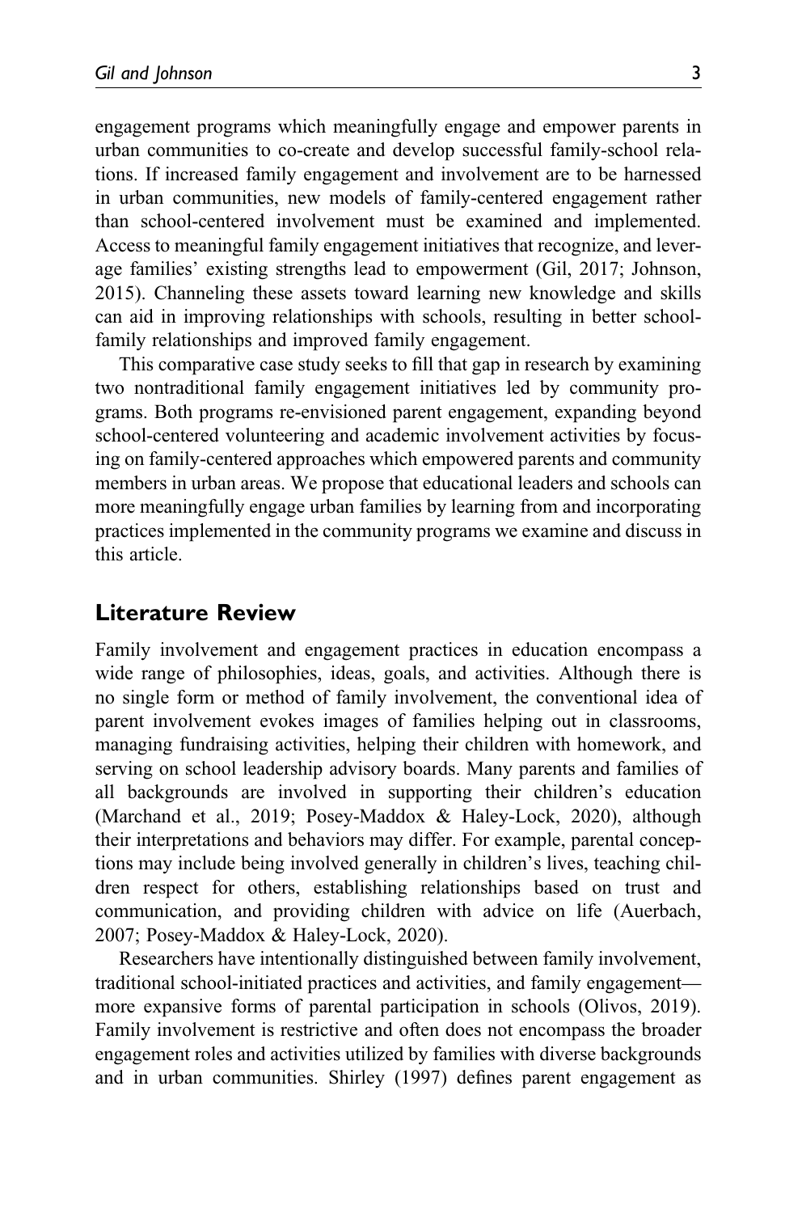engagement programs which meaningfully engage and empower parents in urban communities to co-create and develop successful family-school relations. If increased family engagement and involvement are to be harnessed in urban communities, new models of family-centered engagement rather than school-centered involvement must be examined and implemented. Access to meaningful family engagement initiatives that recognize, and leverage families' existing strengths lead to empowerment (Gil, 2017; Johnson, 2015). Channeling these assets toward learning new knowledge and skills can aid in improving relationships with schools, resulting in better school-family relationships and improved family engagement.

This comparative case study seeks to fill that gap in research by examining two nontraditional family engagement initiatives led by community programs. Both programs re-envisioned parent engagement, expanding beyond school-centered volunteering and academic involvement activities by focusing on family-centered approaches which empowered parents and community members in urban areas. We propose that educational leaders and schools can more meaningfully engage urban families by learning from and incorporating practices implemented in the community programs we examine and discuss in this article.

## Literature Review

Family involvement and engagement practices in education encompass a wide range of philosophies, ideas, goals, and activities. Although there is no single form or method of family involvement, the conventional idea of parent involvement evokes images of families helping out in classrooms, managing fundraising activities, helping their children with homework, and serving on school leadership advisory boards. Many parents and families of all backgrounds are involved in supporting their children's education (Marchand et al., 2019; Posey-Maddox & Haley-Lock, 2020), although their interpretations and behaviors may differ. For example, parental conceptions may include being involved generally in children's lives, teaching children respect for others, establishing relationships based on trust and communication, and providing children with advice on life (Auerbach, 2007; Posey-Maddox & Haley-Lock, 2020).

Researchers have intentionally distinguished between family involvement, traditional school-initiated practices and activities, and family engagement—more expansive forms of parental participation in schools (Olivos, 2019). Family involvement is restrictive and often does not encompass the broader engagement roles and activities utilized by families with diverse backgrounds and in urban communities. Shirley (1997) defines parent engagement as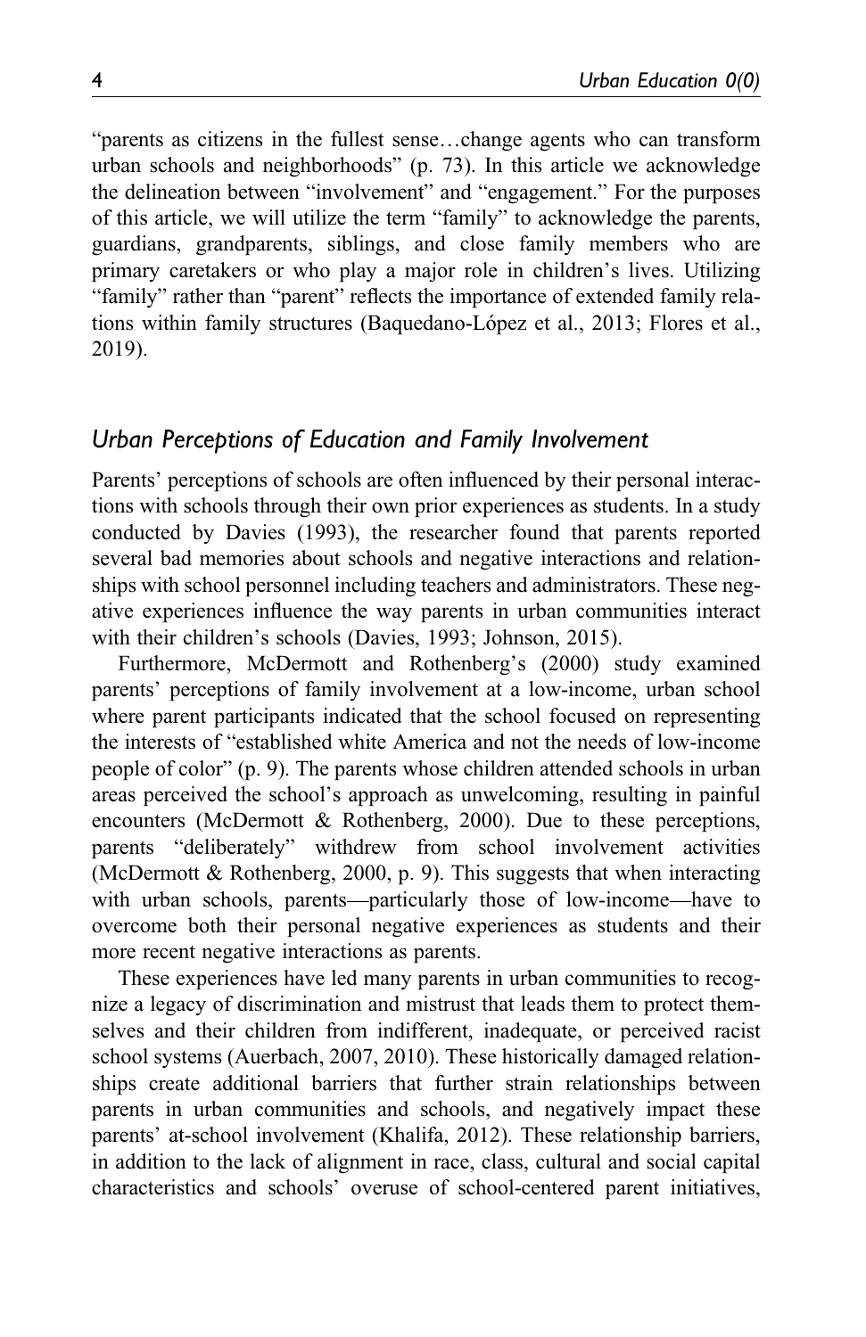"parents as citizens in the fullest sense…change agents who can transform urban schools and neighborhoods" (p. 73). In this article we acknowledge the delineation between "involvement" and "engagement." For the purposes of this article, we will utilize the term "family" to acknowledge the parents, guardians, grandparents, siblings, and close family members who are primary caretakers or who play a major role in children's lives. Utilizing "family" rather than "parent" reflects the importance of extended family relations within family structures (Baquedano-López et al., 2013; Flores et al., 2019).

## *Urban Perceptions of Education and Family Involvement*

Parents' perceptions of schools are often influenced by their personal interactions with schools through their own prior experiences as students. In a study conducted by Davies (1993), the researcher found that parents reported several bad memories about schools and negative interactions and relationships with school personnel including teachers and administrators. These negative experiences influence the way parents in urban communities interact with their children's schools (Davies, 1993; Johnson, 2015).

Furthermore, McDermott and Rothenberg's (2000) study examined parents' perceptions of family involvement at a low-income, urban school where parent participants indicated that the school focused on representing the interests of "established white America and not the needs of low-income people of color" (p. 9). The parents whose children attended schools in urban areas perceived the school's approach as unwelcoming, resulting in painful encounters (McDermott & Rothenberg, 2000). Due to these perceptions, parents "deliberately" withdrew from school involvement activities (McDermott & Rothenberg, 2000, p. 9). This suggests that when interacting with urban schools, parents—particularly those of low-income—have to overcome both their personal negative experiences as students and their more recent negative interactions as parents.

These experiences have led many parents in urban communities to recognize a legacy of discrimination and mistrust that leads them to protect themselves and their children from indifferent, inadequate, or perceived racist school systems (Auerbach, 2007, 2010). These historically damaged relationships create additional barriers that further strain relationships between parents in urban communities and schools, and negatively impact these parents' at-school involvement (Khalifa, 2012). These relationship barriers, in addition to the lack of alignment in race, class, cultural and social capital characteristics and schools' overuse of school-centered parent initiatives,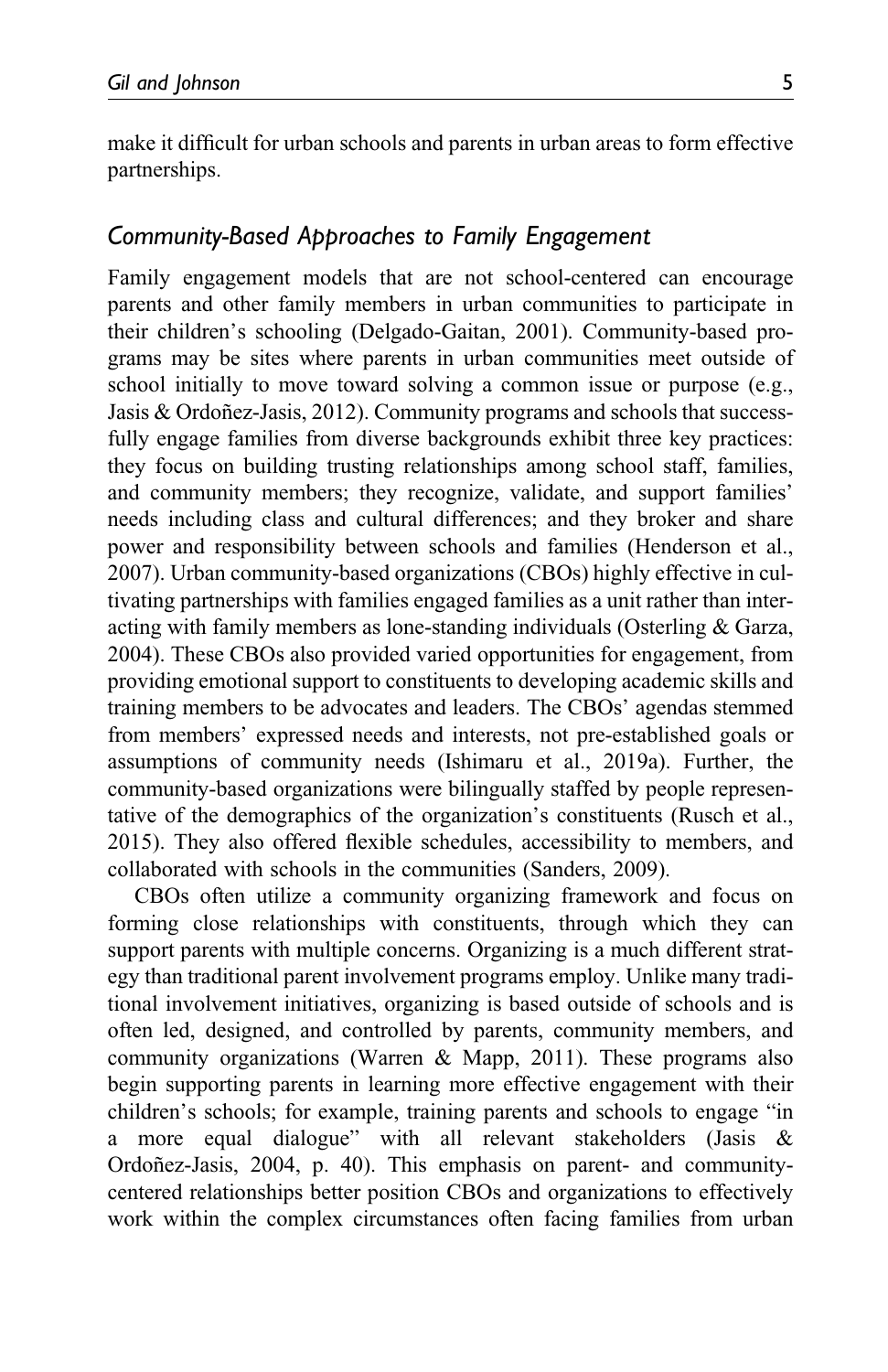make it difficult for urban schools and parents in urban areas to form effective partnerships.

### *Community-Based Approaches to Family Engagement*

Family engagement models that are not school-centered can encourage parents and other family members in urban communities to participate in their children's schooling (Delgado-Gaitan, 2001). Community-based programs may be sites where parents in urban communities meet outside of school initially to move toward solving a common issue or purpose (e.g., Jasis & Ordoñez-Jasis, 2012). Community programs and schools that successfully engage families from diverse backgrounds exhibit three key practices: they focus on building trusting relationships among school staff, families, and community members; they recognize, validate, and support families' needs including class and cultural differences; and they broker and share power and responsibility between schools and families (Henderson et al., 2007). Urban community-based organizations (CBOs) highly effective in cultivating partnerships with families engaged families as a unit rather than interacting with family members as lone-standing individuals (Osterling & Garza, 2004). These CBOs also provided varied opportunities for engagement, from providing emotional support to constituents to developing academic skills and training members to be advocates and leaders. The CBOs' agendas stemmed from members' expressed needs and interests, not pre-established goals or assumptions of community needs (Ishimaru et al., 2019a). Further, the community-based organizations were bilingually staffed by people representative of the demographics of the organization's constituents (Rusch et al., 2015). They also offered flexible schedules, accessibility to members, and collaborated with schools in the communities (Sanders, 2009).

CBOs often utilize a community organizing framework and focus on forming close relationships with constituents, through which they can support parents with multiple concerns. Organizing is a much different strategy than traditional parent involvement programs employ. Unlike many traditional involvement initiatives, organizing is based outside of schools and is often led, designed, and controlled by parents, community members, and community organizations (Warren & Mapp, 2011). These programs also begin supporting parents in learning more effective engagement with their children's schools; for example, training parents and schools to engage "in a more equal dialogue" with all relevant stakeholders (Jasis & Ordoñez-Jasis, 2004, p. 40). This emphasis on parent- and community-centered relationships better position CBOs and organizations to effectively work within the complex circumstances often facing families from urban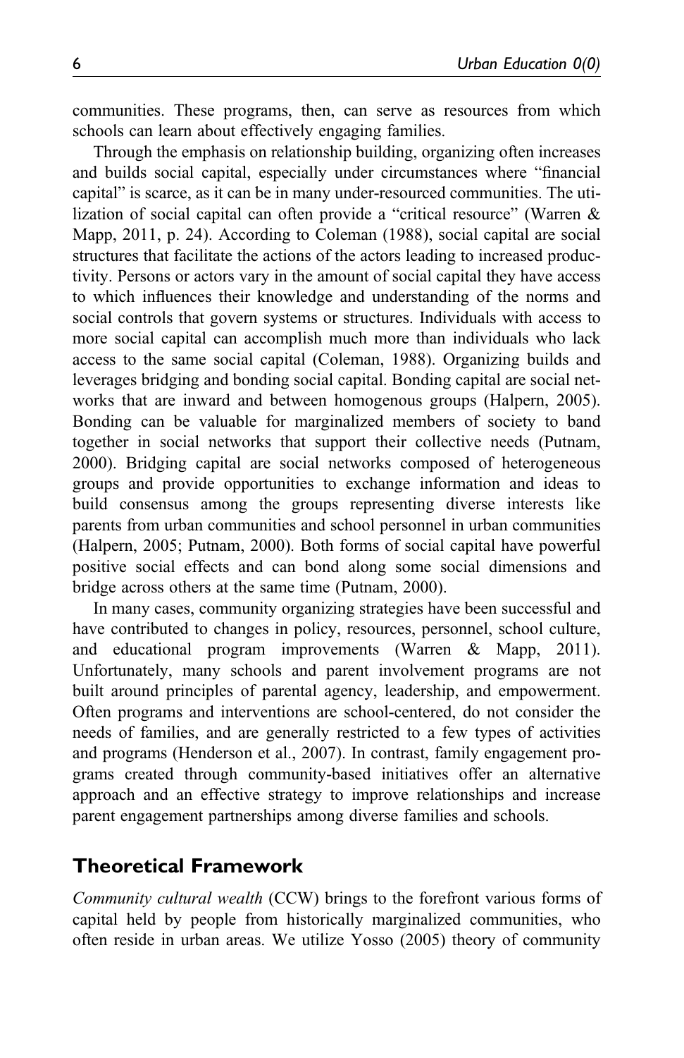communities. These programs, then, can serve as resources from which schools can learn about effectively engaging families.

Through the emphasis on relationship building, organizing often increases and builds social capital, especially under circumstances where "financial capital" is scarce, as it can be in many under-resourced communities. The utilization of social capital can often provide a "critical resource" (Warren & Mapp, 2011, p. 24). According to Coleman (1988), social capital are social structures that facilitate the actions of the actors leading to increased productivity. Persons or actors vary in the amount of social capital they have access to which influences their knowledge and understanding of the norms and social controls that govern systems or structures. Individuals with access to more social capital can accomplish much more than individuals who lack access to the same social capital (Coleman, 1988). Organizing builds and leverages bridging and bonding social capital. Bonding capital are social networks that are inward and between homogenous groups (Halpern, 2005). Bonding can be valuable for marginalized members of society to band together in social networks that support their collective needs (Putnam, 2000). Bridging capital are social networks composed of heterogeneous groups and provide opportunities to exchange information and ideas to build consensus among the groups representing diverse interests like parents from urban communities and school personnel in urban communities (Halpern, 2005; Putnam, 2000). Both forms of social capital have powerful positive social effects and can bond along some social dimensions and bridge across others at the same time (Putnam, 2000).

In many cases, community organizing strategies have been successful and have contributed to changes in policy, resources, personnel, school culture, and educational program improvements (Warren & Mapp, 2011). Unfortunately, many schools and parent involvement programs are not built around principles of parental agency, leadership, and empowerment. Often programs and interventions are school-centered, do not consider the needs of families, and are generally restricted to a few types of activities and programs (Henderson et al., 2007). In contrast, family engagement programs created through community-based initiatives offer an alternative approach and an effective strategy to improve relationships and increase parent engagement partnerships among diverse families and schools.

## Theoretical Framework

*Community cultural wealth* (CCW) brings to the forefront various forms of capital held by people from historically marginalized communities, who often reside in urban areas. We utilize Yosso (2005) theory of community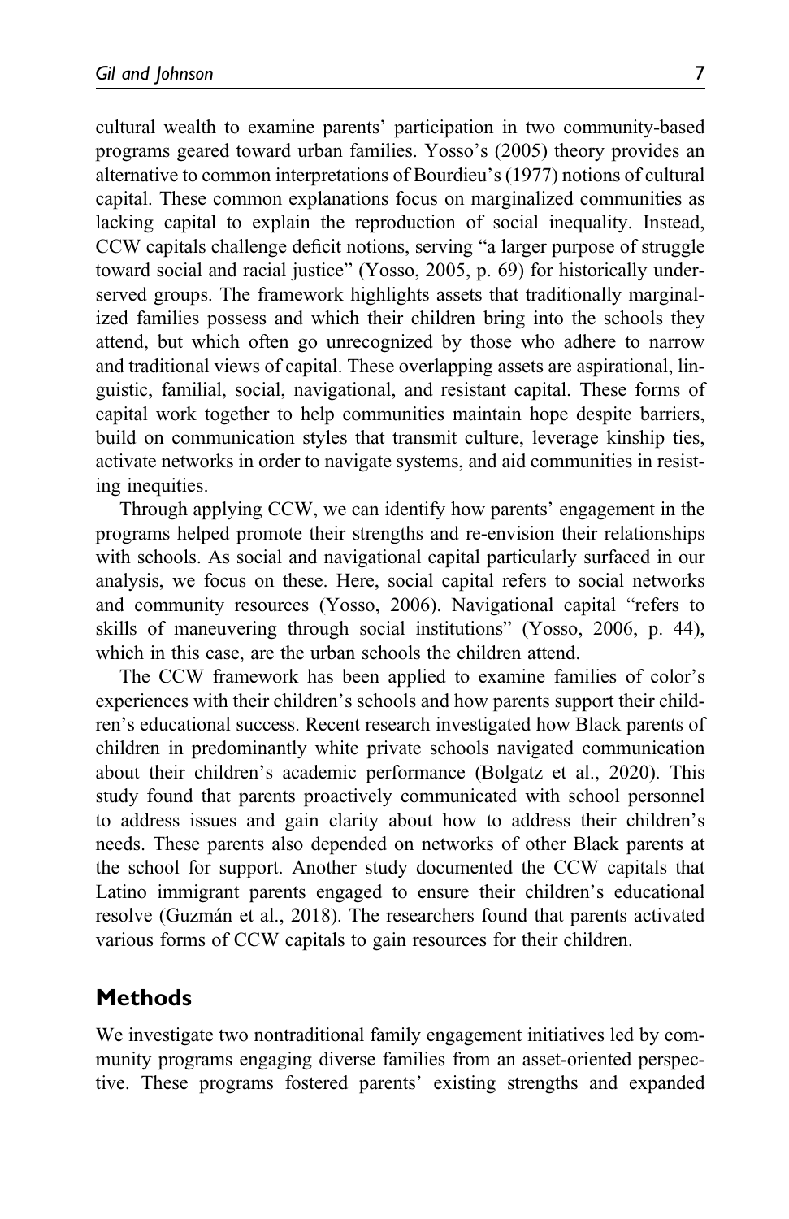cultural wealth to examine parents' participation in two community-based programs geared toward urban families. Yosso's (2005) theory provides an alternative to common interpretations of Bourdieu's (1977) notions of cultural capital. These common explanations focus on marginalized communities as lacking capital to explain the reproduction of social inequality. Instead, CCW capitals challenge deficit notions, serving "a larger purpose of struggle toward social and racial justice" (Yosso, 2005, p. 69) for historically underserved groups. The framework highlights assets that traditionally marginalized families possess and which their children bring into the schools they attend, but which often go unrecognized by those who adhere to narrow and traditional views of capital. These overlapping assets are aspirational, linguistic, familial, social, navigational, and resistant capital. These forms of capital work together to help communities maintain hope despite barriers, build on communication styles that transmit culture, leverage kinship ties, activate networks in order to navigate systems, and aid communities in resisting inequities.

Through applying CCW, we can identify how parents' engagement in the programs helped promote their strengths and re-envision their relationships with schools. As social and navigational capital particularly surfaced in our analysis, we focus on these. Here, social capital refers to social networks and community resources (Yosso, 2006). Navigational capital "refers to skills of maneuvering through social institutions" (Yosso, 2006, p. 44), which in this case, are the urban schools the children attend.

The CCW framework has been applied to examine families of color's experiences with their children's schools and how parents support their children's educational success. Recent research investigated how Black parents of children in predominantly white private schools navigated communication about their children's academic performance (Bolgatz et al., 2020). This study found that parents proactively communicated with school personnel to address issues and gain clarity about how to address their children's needs. These parents also depended on networks of other Black parents at the school for support. Another study documented the CCW capitals that Latino immigrant parents engaged to ensure their children's educational resolve (Guzmán et al., 2018). The researchers found that parents activated various forms of CCW capitals to gain resources for their children.

## Methods

We investigate two nontraditional family engagement initiatives led by community programs engaging diverse families from an asset-oriented perspective. These programs fostered parents' existing strengths and expanded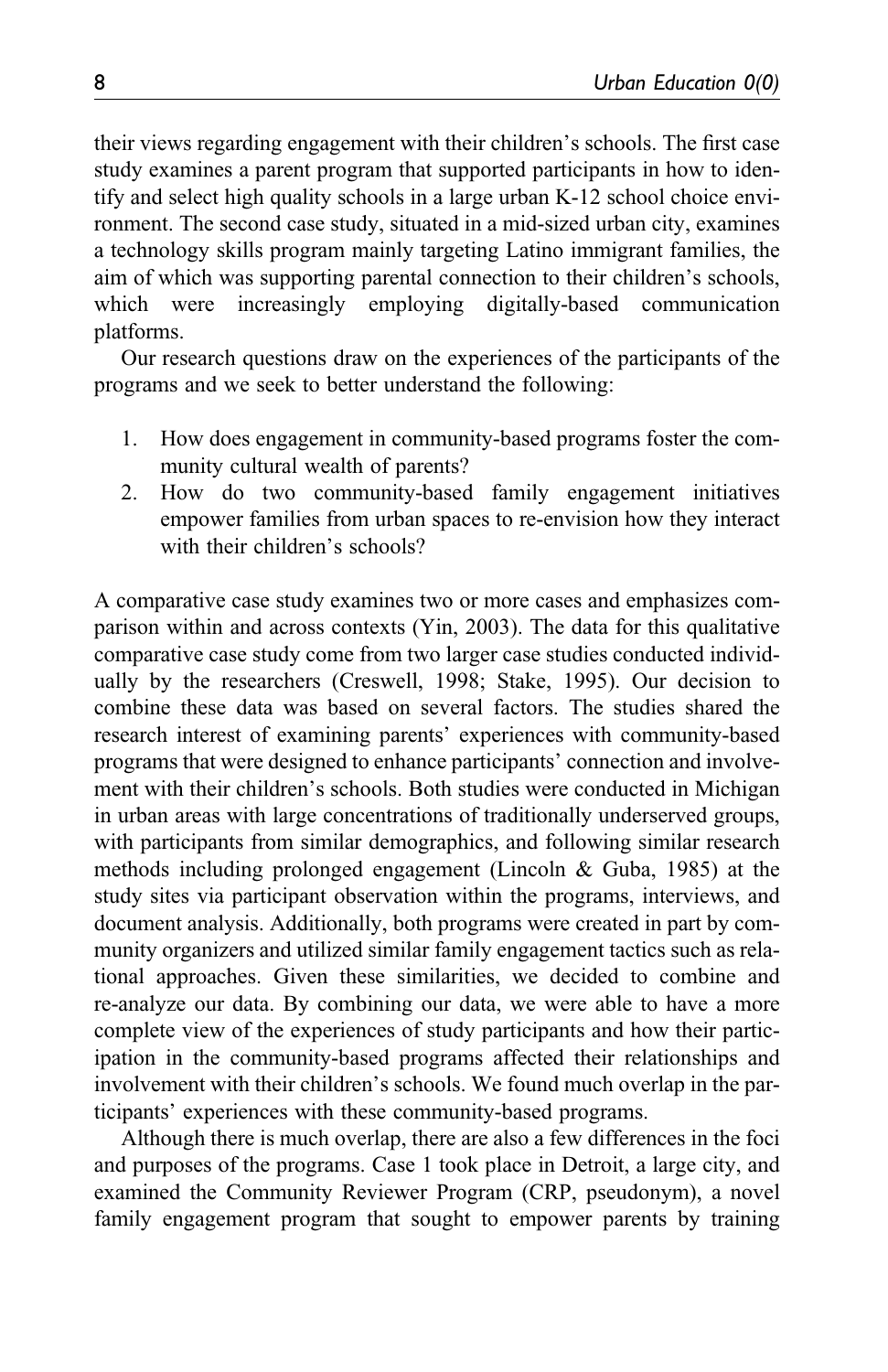their views regarding engagement with their children's schools. The first case study examines a parent program that supported participants in how to identify and select high quality schools in a large urban K-12 school choice environment. The second case study, situated in a mid-sized urban city, examines a technology skills program mainly targeting Latino immigrant families, the aim of which was supporting parental connection to their children's schools, which were increasingly employing digitally-based communication platforms.

Our research questions draw on the experiences of the participants of the programs and we seek to better understand the following:

1. How does engagement in community-based programs foster the community cultural wealth of parents?
2. How do two community-based family engagement initiatives empower families from urban spaces to re-envision how they interact with their children's schools?

A comparative case study examines two or more cases and emphasizes comparison within and across contexts (Yin, 2003). The data for this qualitative comparative case study come from two larger case studies conducted individually by the researchers (Creswell, 1998; Stake, 1995). Our decision to combine these data was based on several factors. The studies shared the research interest of examining parents' experiences with community-based programs that were designed to enhance participants' connection and involvement with their children's schools. Both studies were conducted in Michigan in urban areas with large concentrations of traditionally underserved groups, with participants from similar demographics, and following similar research methods including prolonged engagement (Lincoln & Guba, 1985) at the study sites via participant observation within the programs, interviews, and document analysis. Additionally, both programs were created in part by community organizers and utilized similar family engagement tactics such as relational approaches. Given these similarities, we decided to combine and re-analyze our data. By combining our data, we were able to have a more complete view of the experiences of study participants and how their participation in the community-based programs affected their relationships and involvement with their children's schools. We found much overlap in the participants' experiences with these community-based programs.

Although there is much overlap, there are also a few differences in the foci and purposes of the programs. Case 1 took place in Detroit, a large city, and examined the Community Reviewer Program (CRP, pseudonym), a novel family engagement program that sought to empower parents by training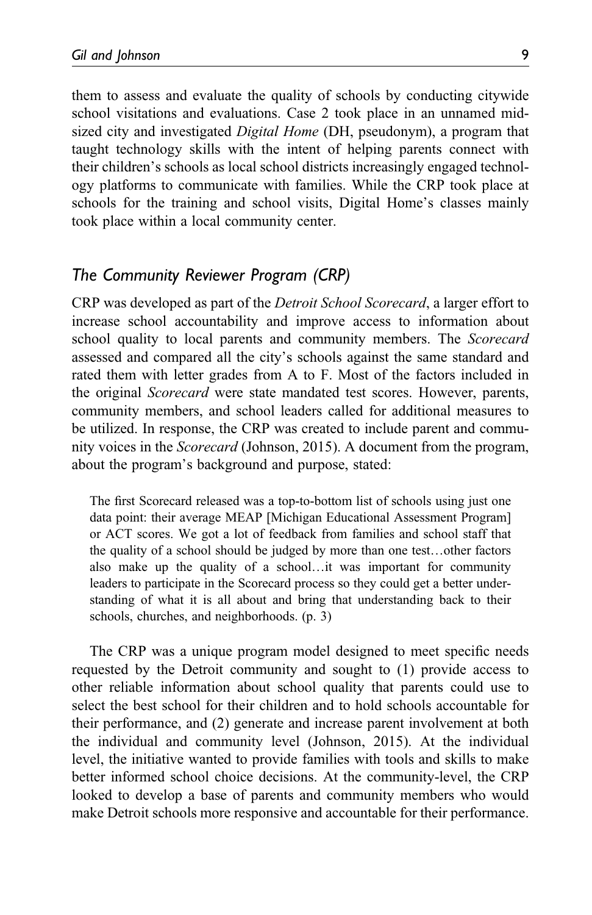them to assess and evaluate the quality of schools by conducting citywide school visitations and evaluations. Case 2 took place in an unnamed mid-sized city and investigated *Digital Home* (DH, pseudonym), a program that taught technology skills with the intent of helping parents connect with their children's schools as local school districts increasingly engaged technology platforms to communicate with families. While the CRP took place at schools for the training and school visits, Digital Home's classes mainly took place within a local community center.

## *The Community Reviewer Program (CRP)*

CRP was developed as part of the *Detroit School Scorecard*, a larger effort to increase school accountability and improve access to information about school quality to local parents and community members. The *Scorecard* assessed and compared all the city's schools against the same standard and rated them with letter grades from A to F. Most of the factors included in the original *Scorecard* were state mandated test scores. However, parents, community members, and school leaders called for additional measures to be utilized. In response, the CRP was created to include parent and community voices in the *Scorecard* (Johnson, 2015). A document from the program, about the program's background and purpose, stated:

> The first Scorecard released was a top-to-bottom list of schools using just one data point: their average MEAP [Michigan Educational Assessment Program] or ACT scores. We got a lot of feedback from families and school staff that the quality of a school should be judged by more than one test…other factors also make up the quality of a school…it was important for community leaders to participate in the Scorecard process so they could get a better understanding of what it is all about and bring that understanding back to their schools, churches, and neighborhoods. (p. 3)

The CRP was a unique program model designed to meet specific needs requested by the Detroit community and sought to (1) provide access to other reliable information about school quality that parents could use to select the best school for their children and to hold schools accountable for their performance, and (2) generate and increase parent involvement at both the individual and community level (Johnson, 2015). At the individual level, the initiative wanted to provide families with tools and skills to make better informed school choice decisions. At the community-level, the CRP looked to develop a base of parents and community members who would make Detroit schools more responsive and accountable for their performance.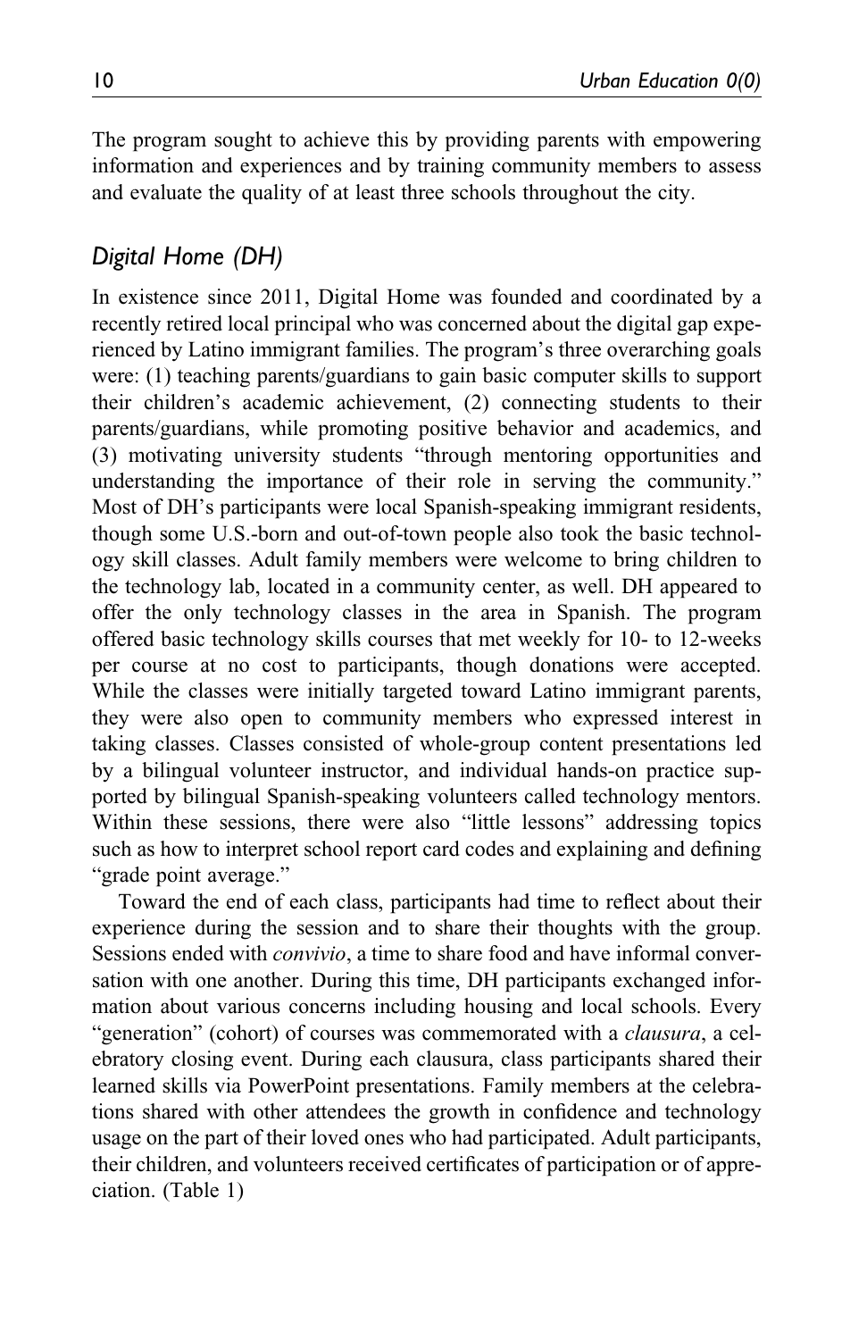The program sought to achieve this by providing parents with empowering information and experiences and by training community members to assess and evaluate the quality of at least three schools throughout the city.

### *Digital Home (DH)*

In existence since 2011, Digital Home was founded and coordinated by a recently retired local principal who was concerned about the digital gap experienced by Latino immigrant families. The program's three overarching goals were: (1) teaching parents/guardians to gain basic computer skills to support their children's academic achievement, (2) connecting students to their parents/guardians, while promoting positive behavior and academics, and (3) motivating university students "through mentoring opportunities and understanding the importance of their role in serving the community." Most of DH's participants were local Spanish-speaking immigrant residents, though some U.S.-born and out-of-town people also took the basic technology skill classes. Adult family members were welcome to bring children to the technology lab, located in a community center, as well. DH appeared to offer the only technology classes in the area in Spanish. The program offered basic technology skills courses that met weekly for 10- to 12-weeks per course at no cost to participants, though donations were accepted. While the classes were initially targeted toward Latino immigrant parents, they were also open to community members who expressed interest in taking classes. Classes consisted of whole-group content presentations led by a bilingual volunteer instructor, and individual hands-on practice supported by bilingual Spanish-speaking volunteers called technology mentors. Within these sessions, there were also "little lessons" addressing topics such as how to interpret school report card codes and explaining and defining "grade point average."

Toward the end of each class, participants had time to reflect about their experience during the session and to share their thoughts with the group. Sessions ended with *convivio*, a time to share food and have informal conversation with one another. During this time, DH participants exchanged information about various concerns including housing and local schools. Every "generation" (cohort) of courses was commemorated with a *clausura*, a celebratory closing event. During each clausura, class participants shared their learned skills via PowerPoint presentations. Family members at the celebrations shared with other attendees the growth in confidence and technology usage on the part of their loved ones who had participated. Adult participants, their children, and volunteers received certificates of participation or of appreciation. (Table 1)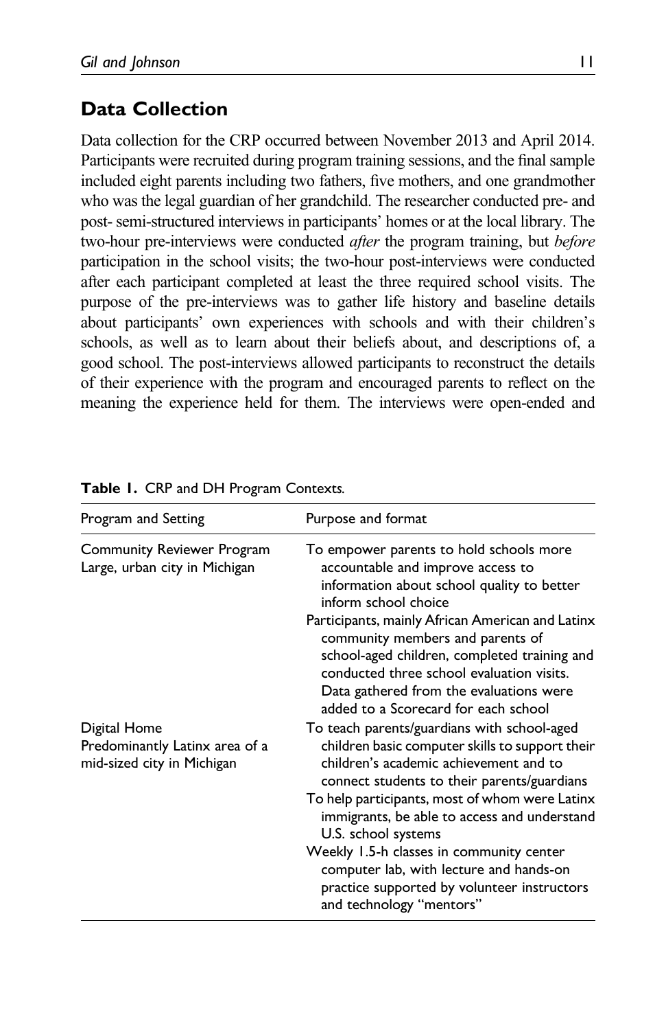## Data Collection

Data collection for the CRP occurred between November 2013 and April 2014. Participants were recruited during program training sessions, and the final sample included eight parents including two fathers, five mothers, and one grandmother who was the legal guardian of her grandchild. The researcher conducted pre- and post- semi-structured interviews in participants' homes or at the local library. The two-hour pre-interviews were conducted *after* the program training, but *before* participation in the school visits; the two-hour post-interviews were conducted after each participant completed at least the three required school visits. The purpose of the pre-interviews was to gather life history and baseline details about participants' own experiences with schools and with their children's schools, as well as to learn about their beliefs about, and descriptions of, a good school. The post-interviews allowed participants to reconstruct the details of their experience with the program and encouraged parents to reflect on the meaning the experience held for them. The interviews were open-ended and

**Table 1.** CRP and DH Program Contexts.

| Program and Setting | Purpose and format |
|---|---|
| Community Reviewer Program<br>Large, urban city in Michigan | To empower parents to hold schools more accountable and improve access to information about school quality to better inform school choice<br>Participants, mainly African American and Latinx community members and parents of school-aged children, completed training and conducted three school evaluation visits. Data gathered from the evaluations were added to a Scorecard for each school |
| Digital Home<br>Predominantly Latinx area of a mid-sized city in Michigan | To teach parents/guardians with school-aged children basic computer skills to support their children's academic achievement and to connect students to their parents/guardians<br>To help participants, most of whom were Latinx immigrants, be able to access and understand U.S. school systems<br>Weekly 1.5-h classes in community center computer lab, with lecture and hands-on practice supported by volunteer instructors and technology "mentors" |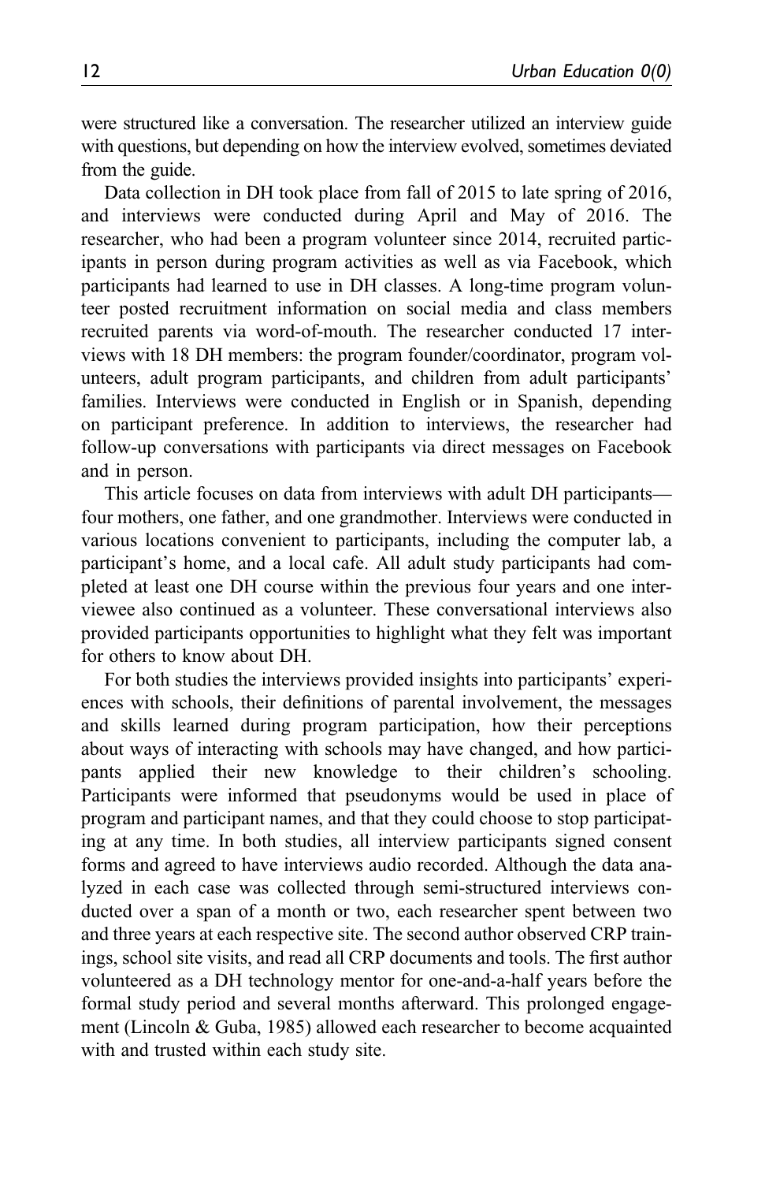were structured like a conversation. The researcher utilized an interview guide with questions, but depending on how the interview evolved, sometimes deviated from the guide.

Data collection in DH took place from fall of 2015 to late spring of 2016, and interviews were conducted during April and May of 2016. The researcher, who had been a program volunteer since 2014, recruited participants in person during program activities as well as via Facebook, which participants had learned to use in DH classes. A long-time program volunteer posted recruitment information on social media and class members recruited parents via word-of-mouth. The researcher conducted 17 interviews with 18 DH members: the program founder/coordinator, program volunteers, adult program participants, and children from adult participants' families. Interviews were conducted in English or in Spanish, depending on participant preference. In addition to interviews, the researcher had follow-up conversations with participants via direct messages on Facebook and in person.

This article focuses on data from interviews with adult DH participants—four mothers, one father, and one grandmother. Interviews were conducted in various locations convenient to participants, including the computer lab, a participant's home, and a local cafe. All adult study participants had completed at least one DH course within the previous four years and one interviewee also continued as a volunteer. These conversational interviews also provided participants opportunities to highlight what they felt was important for others to know about DH.

For both studies the interviews provided insights into participants' experiences with schools, their definitions of parental involvement, the messages and skills learned during program participation, how their perceptions about ways of interacting with schools may have changed, and how participants applied their new knowledge to their children's schooling. Participants were informed that pseudonyms would be used in place of program and participant names, and that they could choose to stop participating at any time. In both studies, all interview participants signed consent forms and agreed to have interviews audio recorded. Although the data analyzed in each case was collected through semi-structured interviews conducted over a span of a month or two, each researcher spent between two and three years at each respective site. The second author observed CRP trainings, school site visits, and read all CRP documents and tools. The first author volunteered as a DH technology mentor for one-and-a-half years before the formal study period and several months afterward. This prolonged engagement (Lincoln & Guba, 1985) allowed each researcher to become acquainted with and trusted within each study site.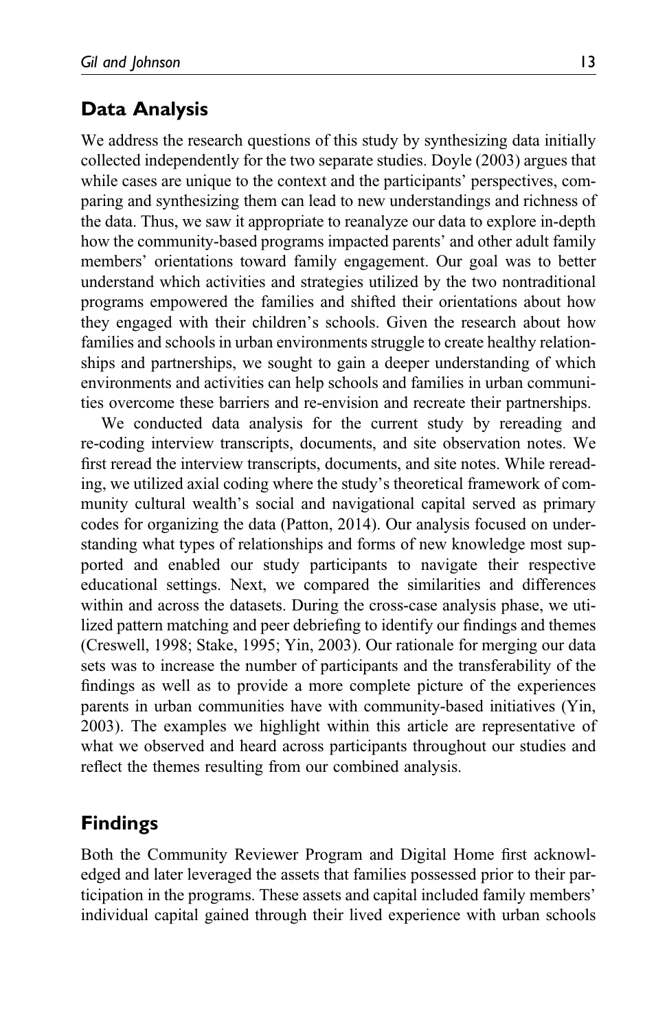## Data Analysis

We address the research questions of this study by synthesizing data initially collected independently for the two separate studies. Doyle (2003) argues that while cases are unique to the context and the participants' perspectives, comparing and synthesizing them can lead to new understandings and richness of the data. Thus, we saw it appropriate to reanalyze our data to explore in-depth how the community-based programs impacted parents' and other adult family members' orientations toward family engagement. Our goal was to better understand which activities and strategies utilized by the two nontraditional programs empowered the families and shifted their orientations about how they engaged with their children's schools. Given the research about how families and schools in urban environments struggle to create healthy relationships and partnerships, we sought to gain a deeper understanding of which environments and activities can help schools and families in urban communities overcome these barriers and re-envision and recreate their partnerships.

We conducted data analysis for the current study by rereading and re-coding interview transcripts, documents, and site observation notes. We first reread the interview transcripts, documents, and site notes. While rereading, we utilized axial coding where the study's theoretical framework of community cultural wealth's social and navigational capital served as primary codes for organizing the data (Patton, 2014). Our analysis focused on understanding what types of relationships and forms of new knowledge most supported and enabled our study participants to navigate their respective educational settings. Next, we compared the similarities and differences within and across the datasets. During the cross-case analysis phase, we utilized pattern matching and peer debriefing to identify our findings and themes (Creswell, 1998; Stake, 1995; Yin, 2003). Our rationale for merging our data sets was to increase the number of participants and the transferability of the findings as well as to provide a more complete picture of the experiences parents in urban communities have with community-based initiatives (Yin, 2003). The examples we highlight within this article are representative of what we observed and heard across participants throughout our studies and reflect the themes resulting from our combined analysis.

## Findings

Both the Community Reviewer Program and Digital Home first acknowledged and later leveraged the assets that families possessed prior to their participation in the programs. These assets and capital included family members' individual capital gained through their lived experience with urban schools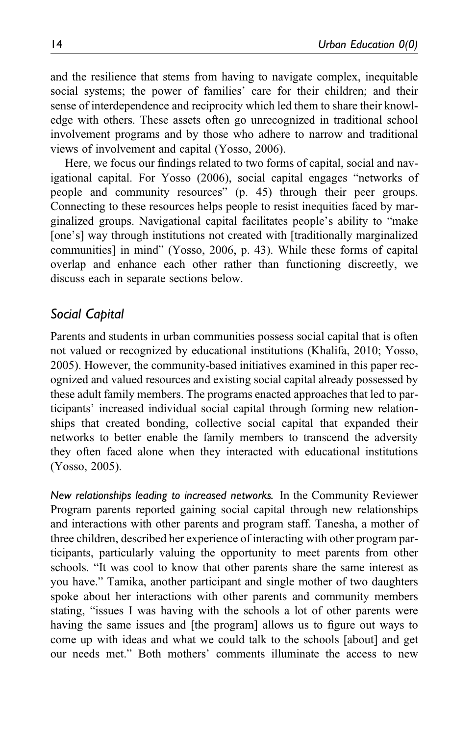and the resilience that stems from having to navigate complex, inequitable social systems; the power of families' care for their children; and their sense of interdependence and reciprocity which led them to share their knowledge with others. These assets often go unrecognized in traditional school involvement programs and by those who adhere to narrow and traditional views of involvement and capital (Yosso, 2006).

Here, we focus our findings related to two forms of capital, social and navigational capital. For Yosso (2006), social capital engages "networks of people and community resources" (p. 45) through their peer groups. Connecting to these resources helps people to resist inequities faced by marginalized groups. Navigational capital facilitates people's ability to "make [one's] way through institutions not created with [traditionally marginalized communities] in mind" (Yosso, 2006, p. 43). While these forms of capital overlap and enhance each other rather than functioning discreetly, we discuss each in separate sections below.

## *Social Capital*

Parents and students in urban communities possess social capital that is often not valued or recognized by educational institutions (Khalifa, 2010; Yosso, 2005). However, the community-based initiatives examined in this paper recognized and valued resources and existing social capital already possessed by these adult family members. The programs enacted approaches that led to participants' increased individual social capital through forming new relationships that created bonding, collective social capital that expanded their networks to better enable the family members to transcend the adversity they often faced alone when they interacted with educational institutions (Yosso, 2005).

*New relationships leading to increased networks.* In the Community Reviewer Program parents reported gaining social capital through new relationships and interactions with other parents and program staff. Tanesha, a mother of three children, described her experience of interacting with other program participants, particularly valuing the opportunity to meet parents from other schools. "It was cool to know that other parents share the same interest as you have." Tamika, another participant and single mother of two daughters spoke about her interactions with other parents and community members stating, "issues I was having with the schools a lot of other parents were having the same issues and [the program] allows us to figure out ways to come up with ideas and what we could talk to the schools [about] and get our needs met." Both mothers' comments illuminate the access to new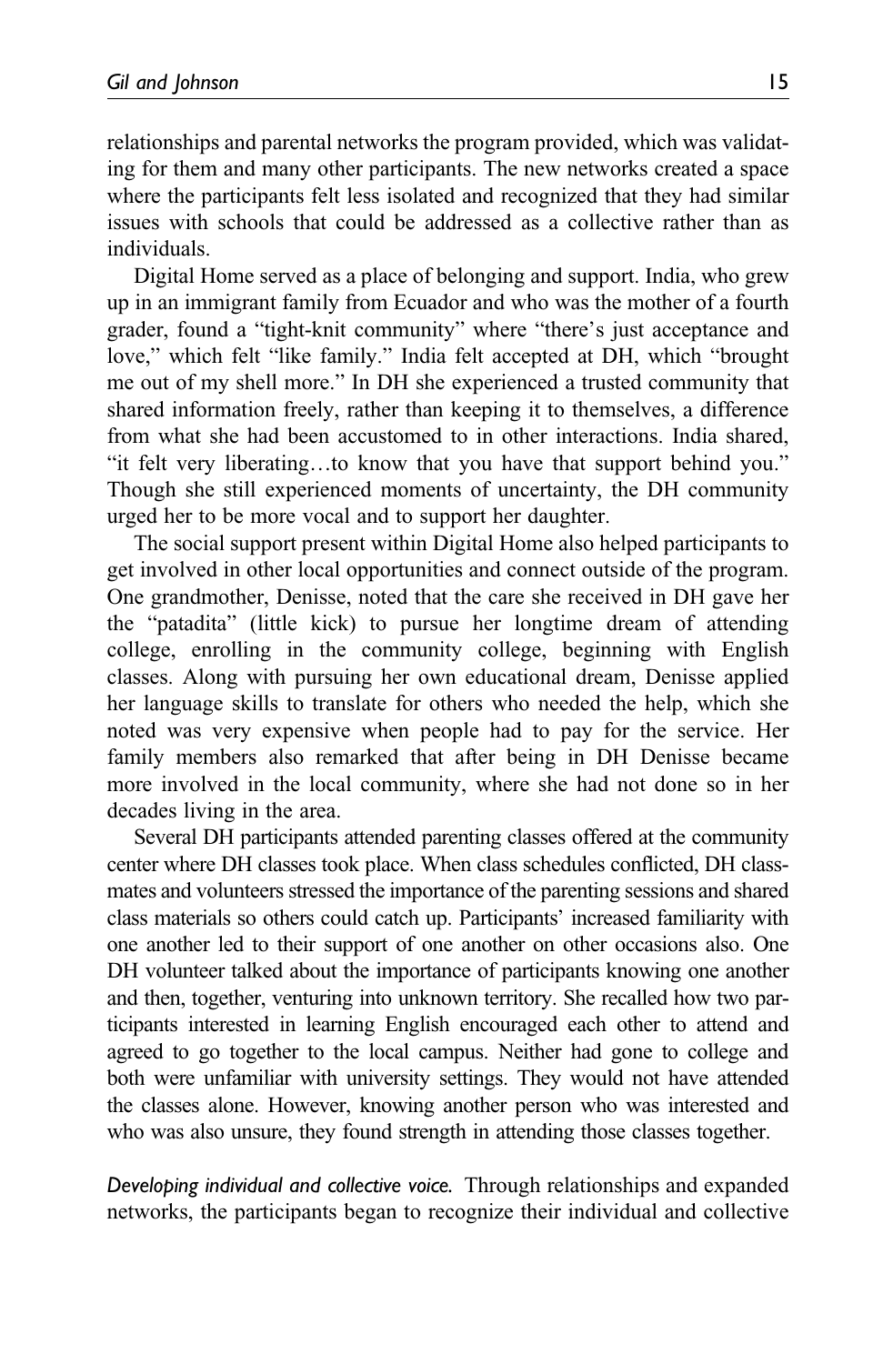relationships and parental networks the program provided, which was validating for them and many other participants. The new networks created a space where the participants felt less isolated and recognized that they had similar issues with schools that could be addressed as a collective rather than as individuals.

Digital Home served as a place of belonging and support. India, who grew up in an immigrant family from Ecuador and who was the mother of a fourth grader, found a "tight-knit community" where "there's just acceptance and love," which felt "like family." India felt accepted at DH, which "brought me out of my shell more." In DH she experienced a trusted community that shared information freely, rather than keeping it to themselves, a difference from what she had been accustomed to in other interactions. India shared, "it felt very liberating…to know that you have that support behind you." Though she still experienced moments of uncertainty, the DH community urged her to be more vocal and to support her daughter.

The social support present within Digital Home also helped participants to get involved in other local opportunities and connect outside of the program. One grandmother, Denisse, noted that the care she received in DH gave her the "patadita" (little kick) to pursue her longtime dream of attending college, enrolling in the community college, beginning with English classes. Along with pursuing her own educational dream, Denisse applied her language skills to translate for others who needed the help, which she noted was very expensive when people had to pay for the service. Her family members also remarked that after being in DH Denisse became more involved in the local community, where she had not done so in her decades living in the area.

Several DH participants attended parenting classes offered at the community center where DH classes took place. When class schedules conflicted, DH classmates and volunteers stressed the importance of the parenting sessions and shared class materials so others could catch up. Participants' increased familiarity with one another led to their support of one another on other occasions also. One DH volunteer talked about the importance of participants knowing one another and then, together, venturing into unknown territory. She recalled how two participants interested in learning English encouraged each other to attend and agreed to go together to the local campus. Neither had gone to college and both were unfamiliar with university settings. They would not have attended the classes alone. However, knowing another person who was interested and who was also unsure, they found strength in attending those classes together.

*Developing individual and collective voice.* Through relationships and expanded networks, the participants began to recognize their individual and collective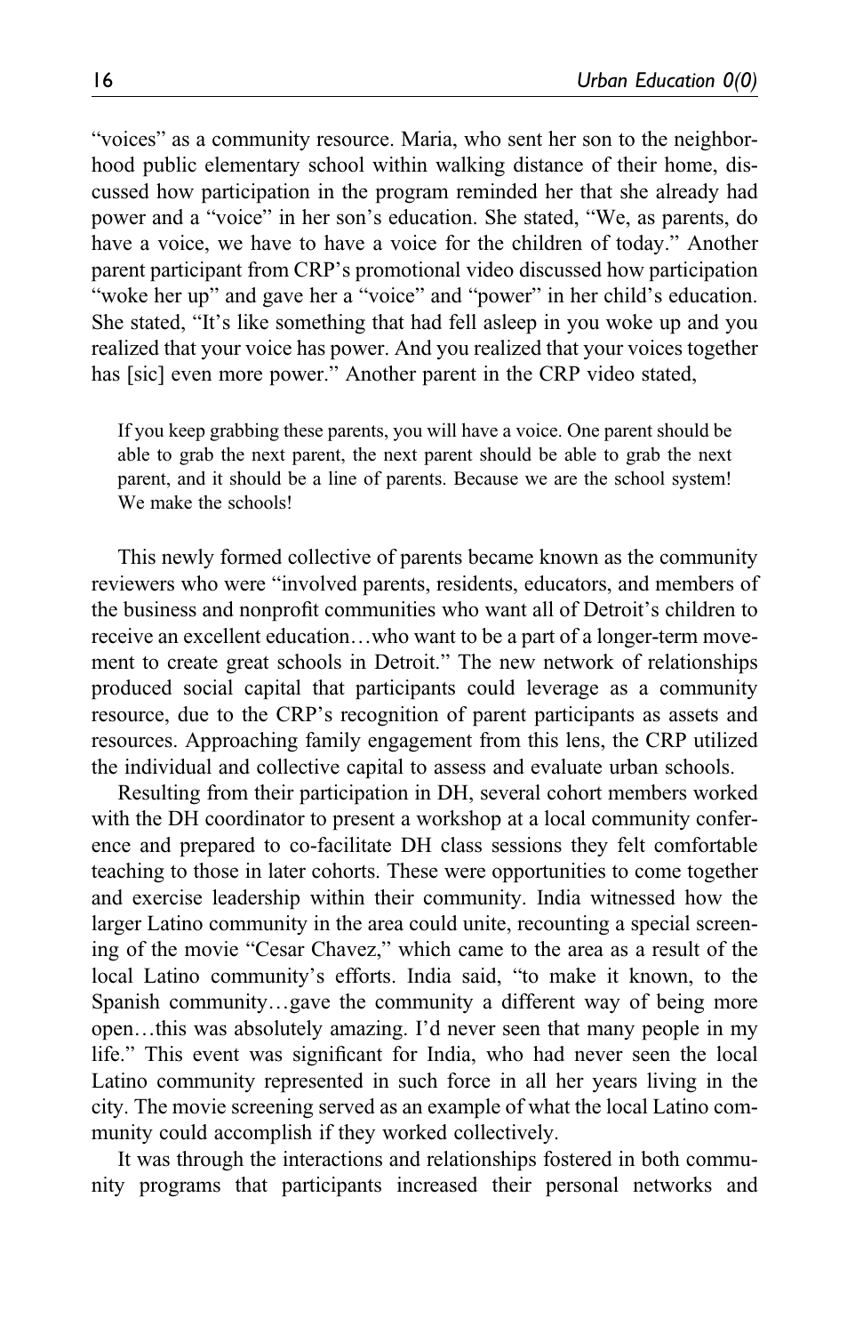"voices" as a community resource. Maria, who sent her son to the neighborhood public elementary school within walking distance of their home, discussed how participation in the program reminded her that she already had power and a "voice" in her son's education. She stated, "We, as parents, do have a voice, we have to have a voice for the children of today." Another parent participant from CRP's promotional video discussed how participation "woke her up" and gave her a "voice" and "power" in her child's education. She stated, "It's like something that had fell asleep in you woke up and you realized that your voice has power. And you realized that your voices together has [sic] even more power." Another parent in the CRP video stated,

> If you keep grabbing these parents, you will have a voice. One parent should be able to grab the next parent, the next parent should be able to grab the next parent, and it should be a line of parents. Because we are the school system! We make the schools!

This newly formed collective of parents became known as the community reviewers who were "involved parents, residents, educators, and members of the business and nonprofit communities who want all of Detroit's children to receive an excellent education…who want to be a part of a longer-term movement to create great schools in Detroit." The new network of relationships produced social capital that participants could leverage as a community resource, due to the CRP's recognition of parent participants as assets and resources. Approaching family engagement from this lens, the CRP utilized the individual and collective capital to assess and evaluate urban schools.

Resulting from their participation in DH, several cohort members worked with the DH coordinator to present a workshop at a local community conference and prepared to co-facilitate DH class sessions they felt comfortable teaching to those in later cohorts. These were opportunities to come together and exercise leadership within their community. India witnessed how the larger Latino community in the area could unite, recounting a special screening of the movie "Cesar Chavez," which came to the area as a result of the local Latino community's efforts. India said, "to make it known, to the Spanish community…gave the community a different way of being more open…this was absolutely amazing. I'd never seen that many people in my life." This event was significant for India, who had never seen the local Latino community represented in such force in all her years living in the city. The movie screening served as an example of what the local Latino community could accomplish if they worked collectively.

It was through the interactions and relationships fostered in both community programs that participants increased their personal networks and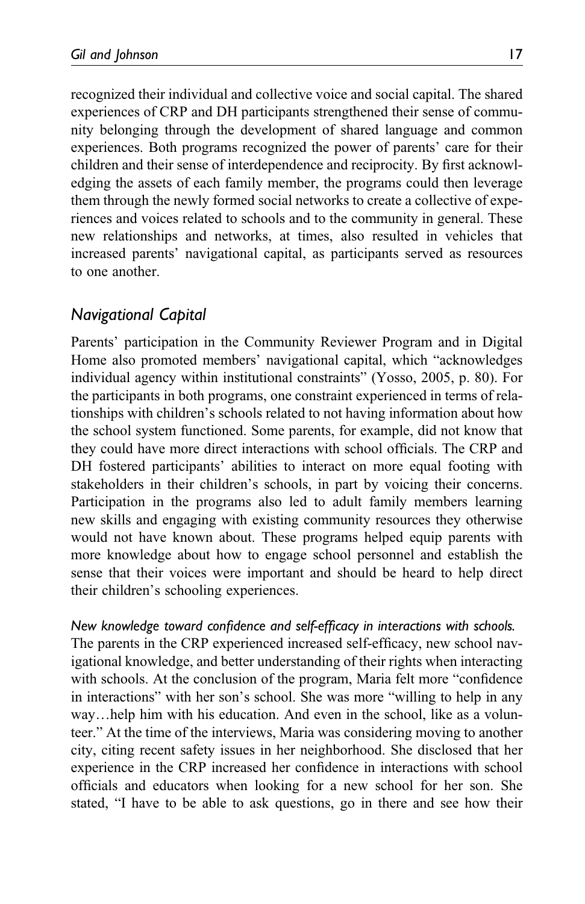recognized their individual and collective voice and social capital. The shared experiences of CRP and DH participants strengthened their sense of community belonging through the development of shared language and common experiences. Both programs recognized the power of parents' care for their children and their sense of interdependence and reciprocity. By first acknowledging the assets of each family member, the programs could then leverage them through the newly formed social networks to create a collective of experiences and voices related to schools and to the community in general. These new relationships and networks, at times, also resulted in vehicles that increased parents' navigational capital, as participants served as resources to one another.

## *Navigational Capital*

Parents' participation in the Community Reviewer Program and in Digital Home also promoted members' navigational capital, which "acknowledges individual agency within institutional constraints" (Yosso, 2005, p. 80). For the participants in both programs, one constraint experienced in terms of relationships with children's schools related to not having information about how the school system functioned. Some parents, for example, did not know that they could have more direct interactions with school officials. The CRP and DH fostered participants' abilities to interact on more equal footing with stakeholders in their children's schools, in part by voicing their concerns. Participation in the programs also led to adult family members learning new skills and engaging with existing community resources they otherwise would not have known about. These programs helped equip parents with more knowledge about how to engage school personnel and establish the sense that their voices were important and should be heard to help direct their children's schooling experiences.

*New knowledge toward confidence and self-efficacy in interactions with schools.* The parents in the CRP experienced increased self-efficacy, new school navigational knowledge, and better understanding of their rights when interacting with schools. At the conclusion of the program, Maria felt more "confidence in interactions" with her son's school. She was more "willing to help in any way…help him with his education. And even in the school, like as a volunteer." At the time of the interviews, Maria was considering moving to another city, citing recent safety issues in her neighborhood. She disclosed that her experience in the CRP increased her confidence in interactions with school officials and educators when looking for a new school for her son. She stated, "I have to be able to ask questions, go in there and see how their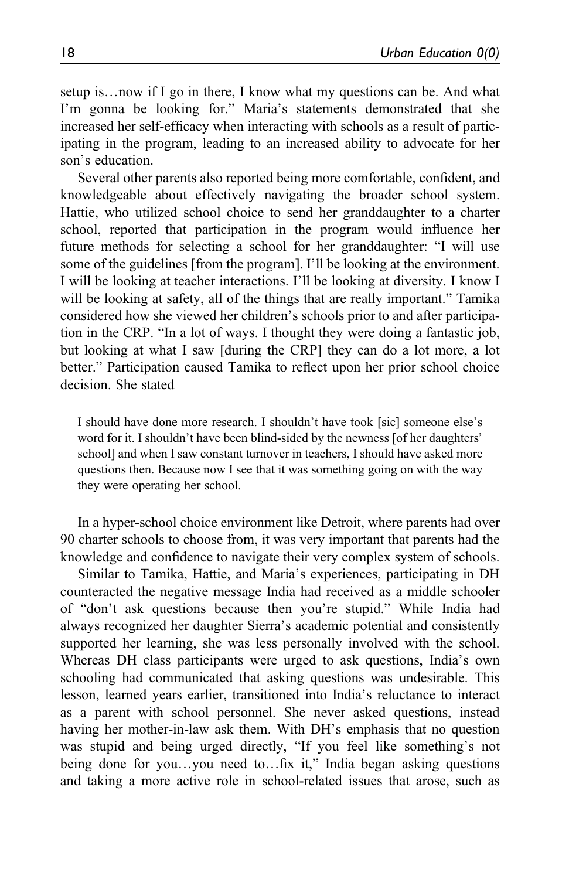setup is…now if I go in there, I know what my questions can be. And what I'm gonna be looking for." Maria's statements demonstrated that she increased her self-efficacy when interacting with schools as a result of participating in the program, leading to an increased ability to advocate for her son's education.

Several other parents also reported being more comfortable, confident, and knowledgeable about effectively navigating the broader school system. Hattie, who utilized school choice to send her granddaughter to a charter school, reported that participation in the program would influence her future methods for selecting a school for her granddaughter: "I will use some of the guidelines [from the program]. I'll be looking at the environment. I will be looking at teacher interactions. I'll be looking at diversity. I know I will be looking at safety, all of the things that are really important." Tamika considered how she viewed her children's schools prior to and after participation in the CRP. "In a lot of ways. I thought they were doing a fantastic job, but looking at what I saw [during the CRP] they can do a lot more, a lot better." Participation caused Tamika to reflect upon her prior school choice decision. She stated

> I should have done more research. I shouldn't have took [sic] someone else's word for it. I shouldn't have been blind-sided by the newness [of her daughters' school] and when I saw constant turnover in teachers, I should have asked more questions then. Because now I see that it was something going on with the way they were operating her school.

In a hyper-school choice environment like Detroit, where parents had over 90 charter schools to choose from, it was very important that parents had the knowledge and confidence to navigate their very complex system of schools.

Similar to Tamika, Hattie, and Maria's experiences, participating in DH counteracted the negative message India had received as a middle schooler of "don't ask questions because then you're stupid." While India had always recognized her daughter Sierra's academic potential and consistently supported her learning, she was less personally involved with the school. Whereas DH class participants were urged to ask questions, India's own schooling had communicated that asking questions was undesirable. This lesson, learned years earlier, transitioned into India's reluctance to interact as a parent with school personnel. She never asked questions, instead having her mother-in-law ask them. With DH's emphasis that no question was stupid and being urged directly, "If you feel like something's not being done for you…you need to…fix it," India began asking questions and taking a more active role in school-related issues that arose, such as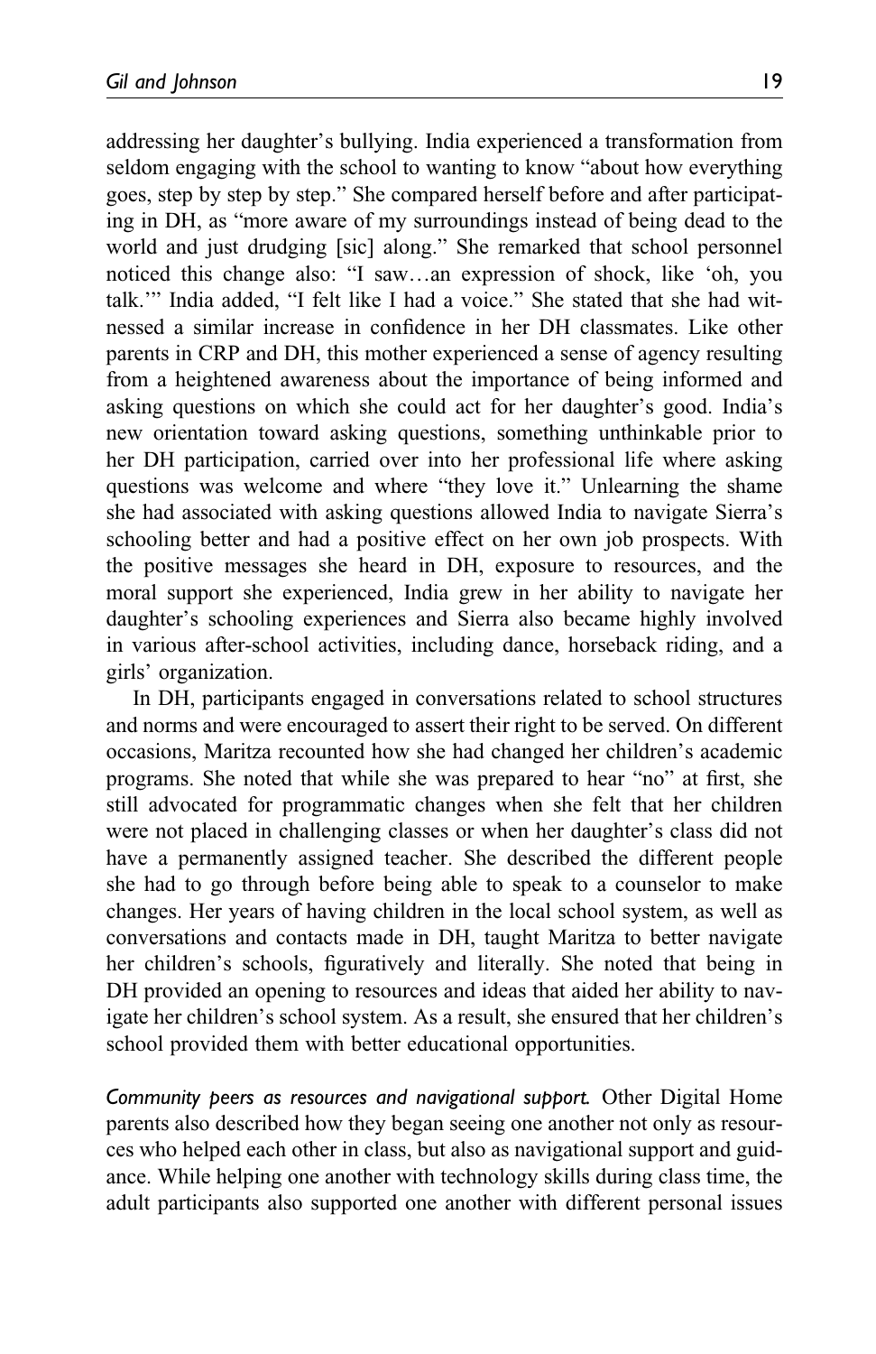addressing her daughter's bullying. India experienced a transformation from seldom engaging with the school to wanting to know "about how everything goes, step by step by step." She compared herself before and after participating in DH, as "more aware of my surroundings instead of being dead to the world and just drudging [sic] along." She remarked that school personnel noticed this change also: "I saw…an expression of shock, like 'oh, you talk.'" India added, "I felt like I had a voice." She stated that she had witnessed a similar increase in confidence in her DH classmates. Like other parents in CRP and DH, this mother experienced a sense of agency resulting from a heightened awareness about the importance of being informed and asking questions on which she could act for her daughter's good. India's new orientation toward asking questions, something unthinkable prior to her DH participation, carried over into her professional life where asking questions was welcome and where "they love it." Unlearning the shame she had associated with asking questions allowed India to navigate Sierra's schooling better and had a positive effect on her own job prospects. With the positive messages she heard in DH, exposure to resources, and the moral support she experienced, India grew in her ability to navigate her daughter's schooling experiences and Sierra also became highly involved in various after-school activities, including dance, horseback riding, and a girls' organization.

In DH, participants engaged in conversations related to school structures and norms and were encouraged to assert their right to be served. On different occasions, Maritza recounted how she had changed her children's academic programs. She noted that while she was prepared to hear "no" at first, she still advocated for programmatic changes when she felt that her children were not placed in challenging classes or when her daughter's class did not have a permanently assigned teacher. She described the different people she had to go through before being able to speak to a counselor to make changes. Her years of having children in the local school system, as well as conversations and contacts made in DH, taught Maritza to better navigate her children's schools, figuratively and literally. She noted that being in DH provided an opening to resources and ideas that aided her ability to navigate her children's school system. As a result, she ensured that her children's school provided them with better educational opportunities.

*Community peers as resources and navigational support.* Other Digital Home parents also described how they began seeing one another not only as resources who helped each other in class, but also as navigational support and guidance. While helping one another with technology skills during class time, the adult participants also supported one another with different personal issues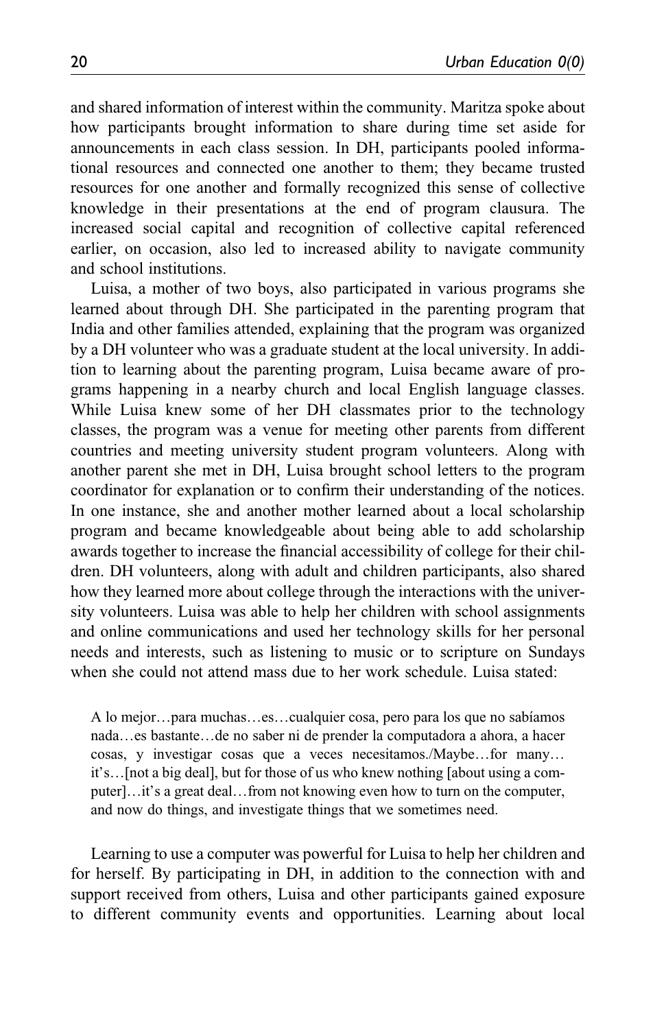and shared information of interest within the community. Maritza spoke about how participants brought information to share during time set aside for announcements in each class session. In DH, participants pooled informational resources and connected one another to them; they became trusted resources for one another and formally recognized this sense of collective knowledge in their presentations at the end of program clausura. The increased social capital and recognition of collective capital referenced earlier, on occasion, also led to increased ability to navigate community and school institutions.

Luisa, a mother of two boys, also participated in various programs she learned about through DH. She participated in the parenting program that India and other families attended, explaining that the program was organized by a DH volunteer who was a graduate student at the local university. In addition to learning about the parenting program, Luisa became aware of programs happening in a nearby church and local English language classes. While Luisa knew some of her DH classmates prior to the technology classes, the program was a venue for meeting other parents from different countries and meeting university student program volunteers. Along with another parent she met in DH, Luisa brought school letters to the program coordinator for explanation or to confirm their understanding of the notices. In one instance, she and another mother learned about a local scholarship program and became knowledgeable about being able to add scholarship awards together to increase the financial accessibility of college for their children. DH volunteers, along with adult and children participants, also shared how they learned more about college through the interactions with the university volunteers. Luisa was able to help her children with school assignments and online communications and used her technology skills for her personal needs and interests, such as listening to music or to scripture on Sundays when she could not attend mass due to her work schedule. Luisa stated:

> A lo mejor…para muchas…es…cualquier cosa, pero para los que no sabíamos nada…es bastante…de no saber ni de prender la computadora a ahora, a hacer cosas, y investigar cosas que a veces necesitamos./Maybe…for many…it's…[not a big deal], but for those of us who knew nothing [about using a computer]…it's a great deal…from not knowing even how to turn on the computer, and now do things, and investigate things that we sometimes need.

Learning to use a computer was powerful for Luisa to help her children and for herself. By participating in DH, in addition to the connection with and support received from others, Luisa and other participants gained exposure to different community events and opportunities. Learning about local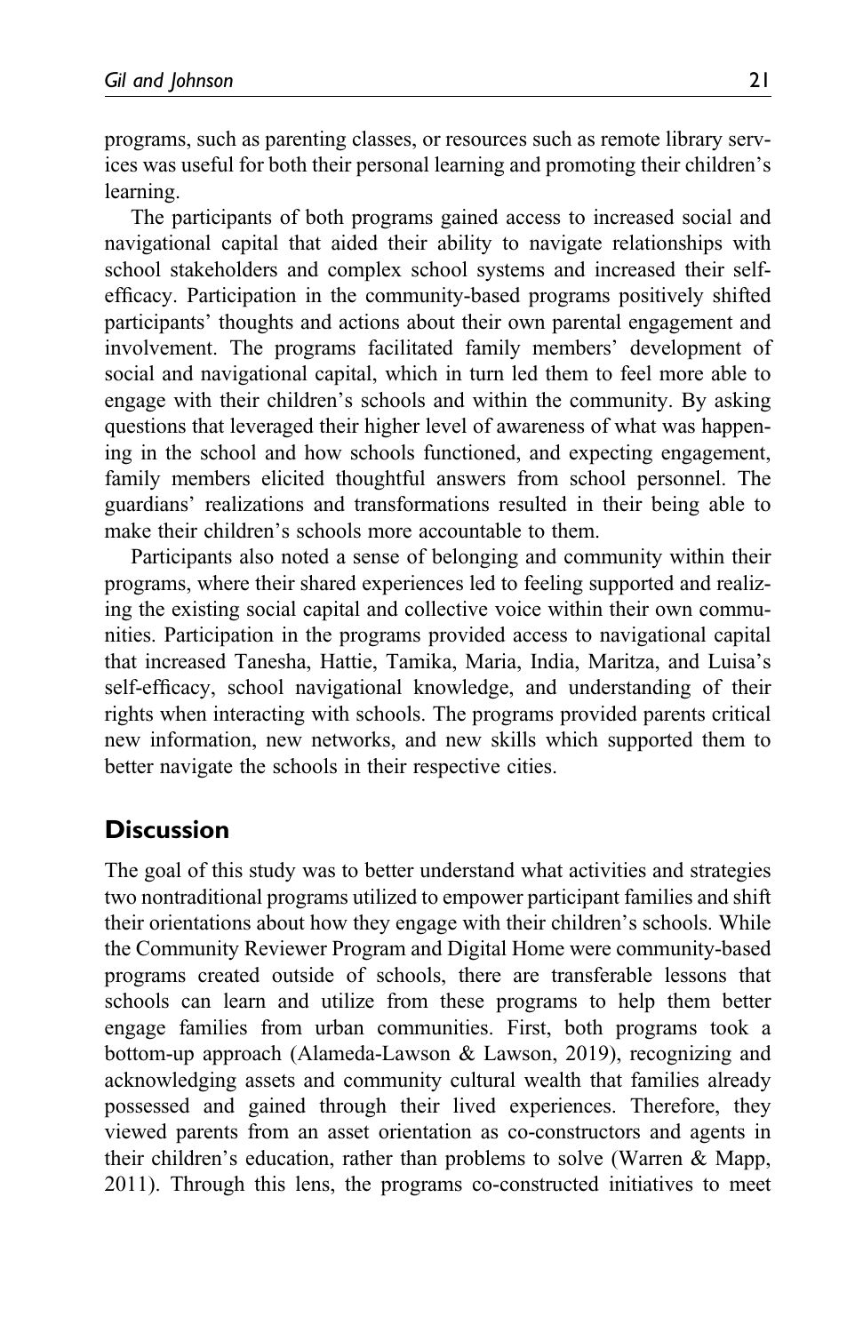programs, such as parenting classes, or resources such as remote library services was useful for both their personal learning and promoting their children's learning.

The participants of both programs gained access to increased social and navigational capital that aided their ability to navigate relationships with school stakeholders and complex school systems and increased their self-efficacy. Participation in the community-based programs positively shifted participants' thoughts and actions about their own parental engagement and involvement. The programs facilitated family members' development of social and navigational capital, which in turn led them to feel more able to engage with their children's schools and within the community. By asking questions that leveraged their higher level of awareness of what was happening in the school and how schools functioned, and expecting engagement, family members elicited thoughtful answers from school personnel. The guardians' realizations and transformations resulted in their being able to make their children's schools more accountable to them.

Participants also noted a sense of belonging and community within their programs, where their shared experiences led to feeling supported and realizing the existing social capital and collective voice within their own communities. Participation in the programs provided access to navigational capital that increased Tanesha, Hattie, Tamika, Maria, India, Maritza, and Luisa's self-efficacy, school navigational knowledge, and understanding of their rights when interacting with schools. The programs provided parents critical new information, new networks, and new skills which supported them to better navigate the schools in their respective cities.

## Discussion

The goal of this study was to better understand what activities and strategies two nontraditional programs utilized to empower participant families and shift their orientations about how they engage with their children's schools. While the Community Reviewer Program and Digital Home were community-based programs created outside of schools, there are transferable lessons that schools can learn and utilize from these programs to help them better engage families from urban communities. First, both programs took a bottom-up approach (Alameda-Lawson & Lawson, 2019), recognizing and acknowledging assets and community cultural wealth that families already possessed and gained through their lived experiences. Therefore, they viewed parents from an asset orientation as co-constructors and agents in their children's education, rather than problems to solve (Warren & Mapp, 2011). Through this lens, the programs co-constructed initiatives to meet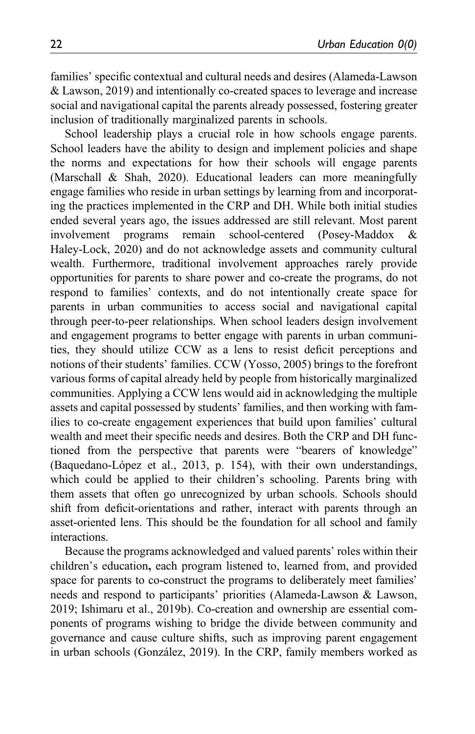families' specific contextual and cultural needs and desires (Alameda-Lawson & Lawson, 2019) and intentionally co-created spaces to leverage and increase social and navigational capital the parents already possessed, fostering greater inclusion of traditionally marginalized parents in schools.

School leadership plays a crucial role in how schools engage parents. School leaders have the ability to design and implement policies and shape the norms and expectations for how their schools will engage parents (Marschall & Shah, 2020). Educational leaders can more meaningfully engage families who reside in urban settings by learning from and incorporating the practices implemented in the CRP and DH. While both initial studies ended several years ago, the issues addressed are still relevant. Most parent involvement programs remain school-centered (Posey-Maddox & Haley-Lock, 2020) and do not acknowledge assets and community cultural wealth. Furthermore, traditional involvement approaches rarely provide opportunities for parents to share power and co-create the programs, do not respond to families' contexts, and do not intentionally create space for parents in urban communities to access social and navigational capital through peer-to-peer relationships. When school leaders design involvement and engagement programs to better engage with parents in urban communities, they should utilize CCW as a lens to resist deficit perceptions and notions of their students' families. CCW (Yosso, 2005) brings to the forefront various forms of capital already held by people from historically marginalized communities. Applying a CCW lens would aid in acknowledging the multiple assets and capital possessed by students' families, and then working with families to co-create engagement experiences that build upon families' cultural wealth and meet their specific needs and desires. Both the CRP and DH functioned from the perspective that parents were "bearers of knowledge" (Baquedano-López et al., 2013, p. 154), with their own understandings, which could be applied to their children's schooling. Parents bring with them assets that often go unrecognized by urban schools. Schools should shift from deficit-orientations and rather, interact with parents through an asset-oriented lens. This should be the foundation for all school and family interactions.

Because the programs acknowledged and valued parents' roles within their children's education**,** each program listened to, learned from, and provided space for parents to co-construct the programs to deliberately meet families' needs and respond to participants' priorities (Alameda-Lawson & Lawson, 2019; Ishimaru et al., 2019b). Co-creation and ownership are essential components of programs wishing to bridge the divide between community and governance and cause culture shifts, such as improving parent engagement in urban schools (González, 2019). In the CRP, family members worked as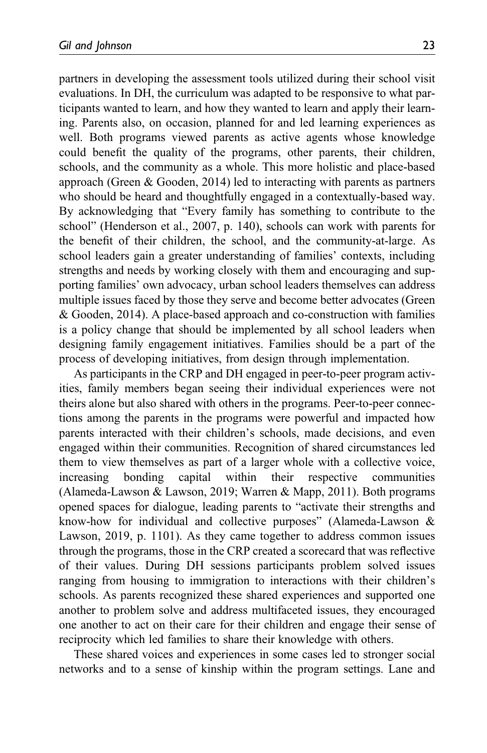partners in developing the assessment tools utilized during their school visit evaluations. In DH, the curriculum was adapted to be responsive to what participants wanted to learn, and how they wanted to learn and apply their learning. Parents also, on occasion, planned for and led learning experiences as well. Both programs viewed parents as active agents whose knowledge could benefit the quality of the programs, other parents, their children, schools, and the community as a whole. This more holistic and place-based approach (Green & Gooden, 2014) led to interacting with parents as partners who should be heard and thoughtfully engaged in a contextually-based way. By acknowledging that "Every family has something to contribute to the school" (Henderson et al., 2007, p. 140), schools can work with parents for the benefit of their children, the school, and the community-at-large. As school leaders gain a greater understanding of families' contexts, including strengths and needs by working closely with them and encouraging and supporting families' own advocacy, urban school leaders themselves can address multiple issues faced by those they serve and become better advocates (Green & Gooden, 2014). A place-based approach and co-construction with families is a policy change that should be implemented by all school leaders when designing family engagement initiatives. Families should be a part of the process of developing initiatives, from design through implementation.

As participants in the CRP and DH engaged in peer-to-peer program activities, family members began seeing their individual experiences were not theirs alone but also shared with others in the programs. Peer-to-peer connections among the parents in the programs were powerful and impacted how parents interacted with their children's schools, made decisions, and even engaged within their communities. Recognition of shared circumstances led them to view themselves as part of a larger whole with a collective voice, increasing bonding capital within their respective communities (Alameda-Lawson & Lawson, 2019; Warren & Mapp, 2011). Both programs opened spaces for dialogue, leading parents to "activate their strengths and know-how for individual and collective purposes" (Alameda-Lawson & Lawson, 2019, p. 1101). As they came together to address common issues through the programs, those in the CRP created a scorecard that was reflective of their values. During DH sessions participants problem solved issues ranging from housing to immigration to interactions with their children's schools. As parents recognized these shared experiences and supported one another to problem solve and address multifaceted issues, they encouraged one another to act on their care for their children and engage their sense of reciprocity which led families to share their knowledge with others.

These shared voices and experiences in some cases led to stronger social networks and to a sense of kinship within the program settings. Lane and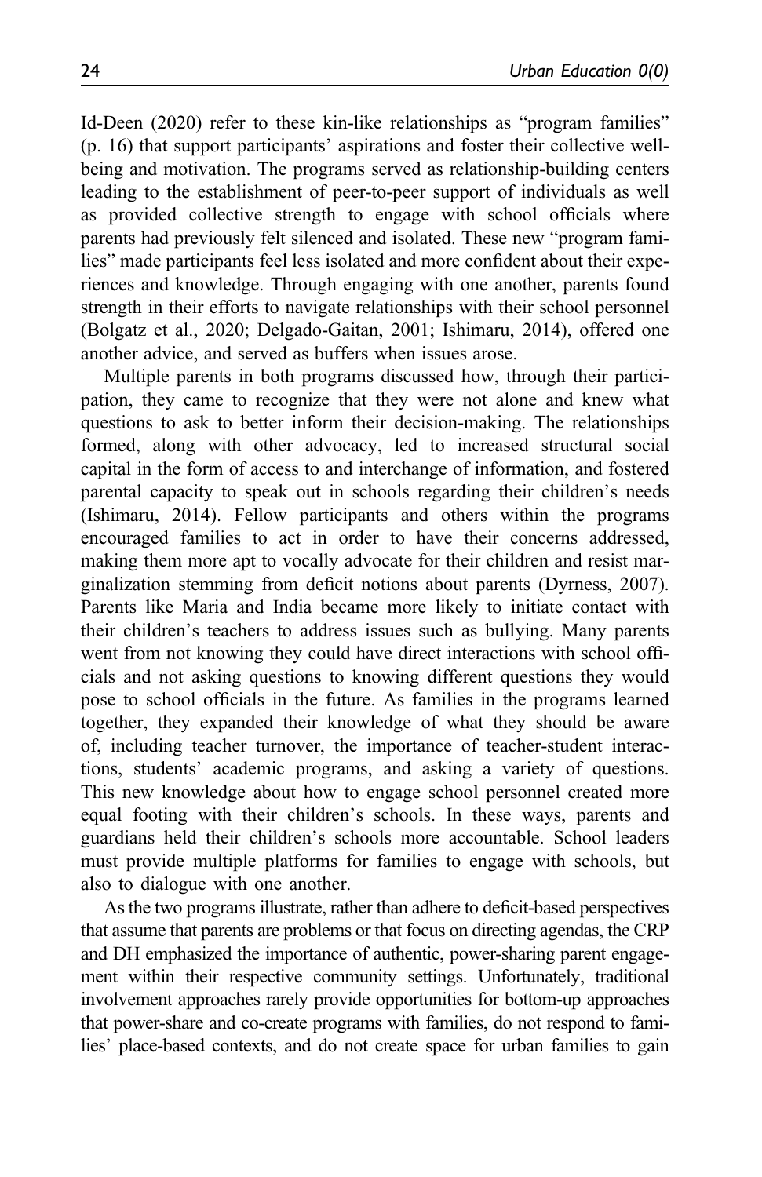Id-Deen (2020) refer to these kin-like relationships as "program families" (p. 16) that support participants' aspirations and foster their collective well-being and motivation. The programs served as relationship-building centers leading to the establishment of peer-to-peer support of individuals as well as provided collective strength to engage with school officials where parents had previously felt silenced and isolated. These new "program families" made participants feel less isolated and more confident about their experiences and knowledge. Through engaging with one another, parents found strength in their efforts to navigate relationships with their school personnel (Bolgatz et al., 2020; Delgado-Gaitan, 2001; Ishimaru, 2014), offered one another advice, and served as buffers when issues arose.

Multiple parents in both programs discussed how, through their participation, they came to recognize that they were not alone and knew what questions to ask to better inform their decision-making. The relationships formed, along with other advocacy, led to increased structural social capital in the form of access to and interchange of information, and fostered parental capacity to speak out in schools regarding their children's needs (Ishimaru, 2014). Fellow participants and others within the programs encouraged families to act in order to have their concerns addressed, making them more apt to vocally advocate for their children and resist marginalization stemming from deficit notions about parents (Dyrness, 2007). Parents like Maria and India became more likely to initiate contact with their children's teachers to address issues such as bullying. Many parents went from not knowing they could have direct interactions with school officials and not asking questions to knowing different questions they would pose to school officials in the future. As families in the programs learned together, they expanded their knowledge of what they should be aware of, including teacher turnover, the importance of teacher-student interactions, students' academic programs, and asking a variety of questions. This new knowledge about how to engage school personnel created more equal footing with their children's schools. In these ways, parents and guardians held their children's schools more accountable. School leaders must provide multiple platforms for families to engage with schools, but also to dialogue with one another.

As the two programs illustrate, rather than adhere to deficit-based perspectives that assume that parents are problems or that focus on directing agendas, the CRP and DH emphasized the importance of authentic, power-sharing parent engagement within their respective community settings. Unfortunately, traditional involvement approaches rarely provide opportunities for bottom-up approaches that power-share and co-create programs with families, do not respond to families' place-based contexts, and do not create space for urban families to gain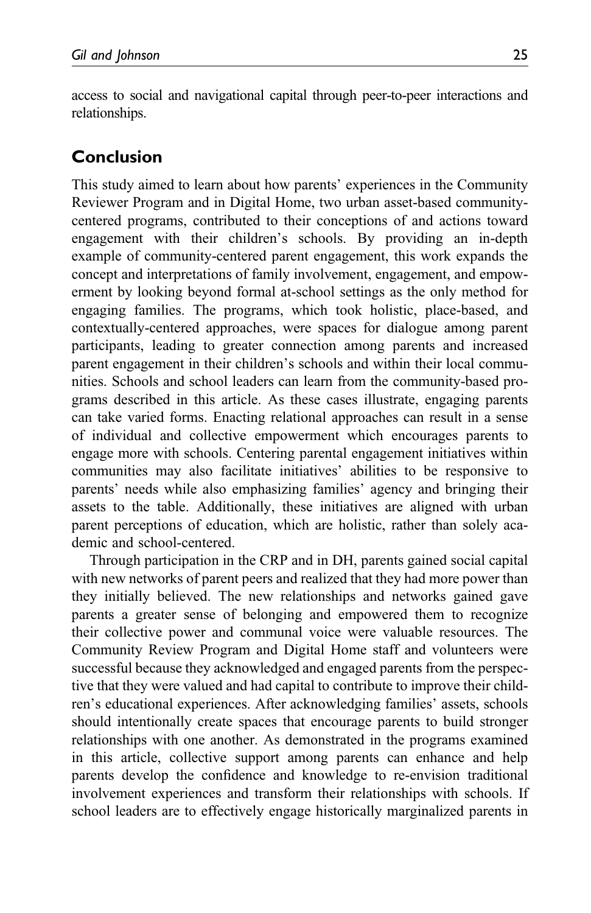access to social and navigational capital through peer-to-peer interactions and relationships.

## Conclusion

This study aimed to learn about how parents' experiences in the Community Reviewer Program and in Digital Home, two urban asset-based community-centered programs, contributed to their conceptions of and actions toward engagement with their children's schools. By providing an in-depth example of community-centered parent engagement, this work expands the concept and interpretations of family involvement, engagement, and empowerment by looking beyond formal at-school settings as the only method for engaging families. The programs, which took holistic, place-based, and contextually-centered approaches, were spaces for dialogue among parent participants, leading to greater connection among parents and increased parent engagement in their children's schools and within their local communities. Schools and school leaders can learn from the community-based programs described in this article. As these cases illustrate, engaging parents can take varied forms. Enacting relational approaches can result in a sense of individual and collective empowerment which encourages parents to engage more with schools. Centering parental engagement initiatives within communities may also facilitate initiatives' abilities to be responsive to parents' needs while also emphasizing families' agency and bringing their assets to the table. Additionally, these initiatives are aligned with urban parent perceptions of education, which are holistic, rather than solely academic and school-centered.

Through participation in the CRP and in DH, parents gained social capital with new networks of parent peers and realized that they had more power than they initially believed. The new relationships and networks gained gave parents a greater sense of belonging and empowered them to recognize their collective power and communal voice were valuable resources. The Community Review Program and Digital Home staff and volunteers were successful because they acknowledged and engaged parents from the perspective that they were valued and had capital to contribute to improve their children's educational experiences. After acknowledging families' assets, schools should intentionally create spaces that encourage parents to build stronger relationships with one another. As demonstrated in the programs examined in this article, collective support among parents can enhance and help parents develop the confidence and knowledge to re-envision traditional involvement experiences and transform their relationships with schools. If school leaders are to effectively engage historically marginalized parents in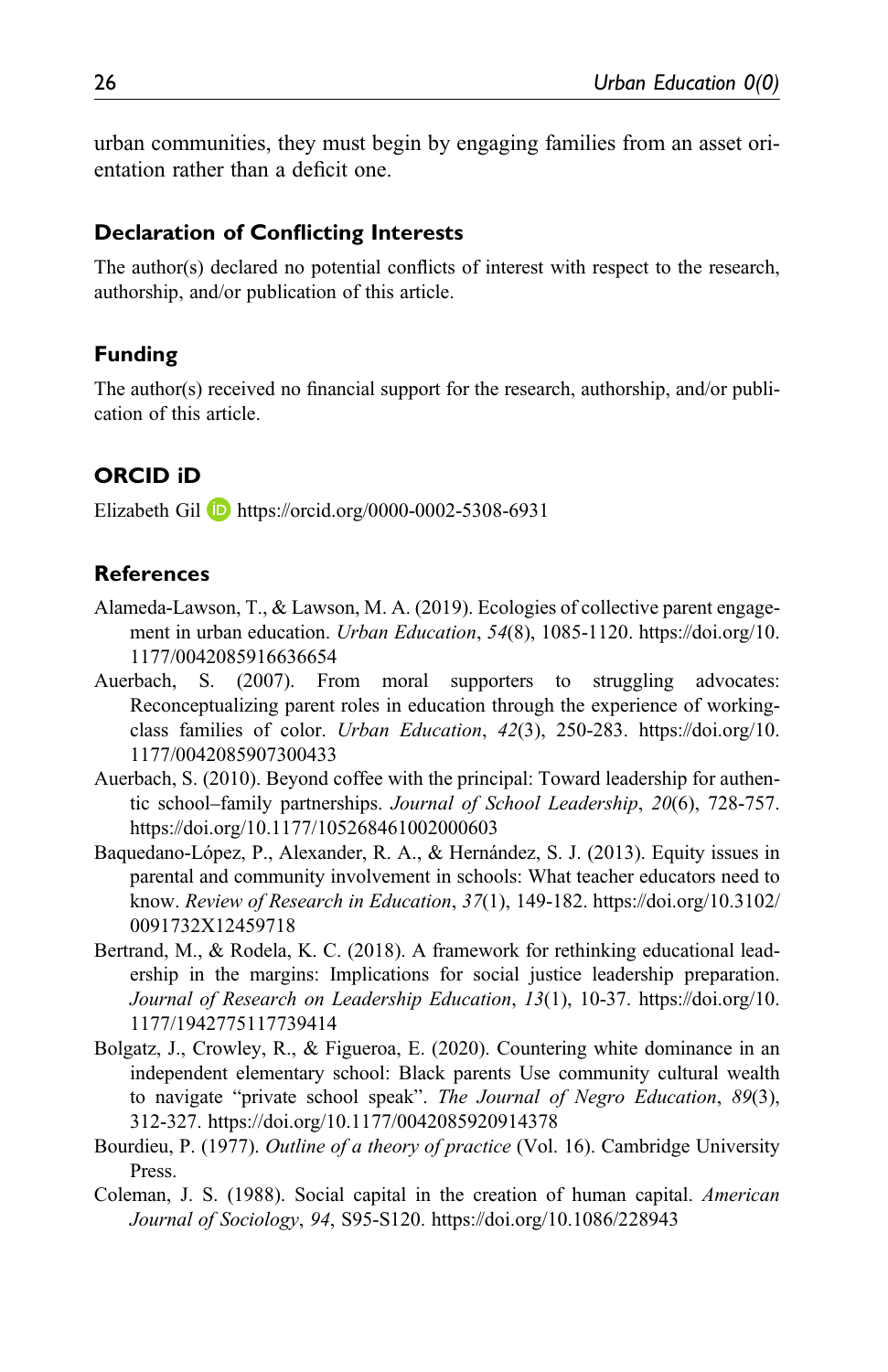urban communities, they must begin by engaging families from an asset orientation rather than a deficit one.

## Declaration of Conflicting Interests

The author(s) declared no potential conflicts of interest with respect to the research, authorship, and/or publication of this article.

## Funding

The author(s) received no financial support for the research, authorship, and/or publication of this article.

## ORCID iD

Elizabeth Gil https://orcid.org/0000-0002-5308-6931

## References

Alameda-Lawson, T., & Lawson, M. A. (2019). Ecologies of collective parent engagement in urban education. *Urban Education*, *54*(8), 1085-1120. https://doi.org/10.1177/0042085916636654

Auerbach, S. (2007). From moral supporters to struggling advocates: Reconceptualizing parent roles in education through the experience of working-class families of color. *Urban Education*, *42*(3), 250-283. https://doi.org/10.1177/0042085907300433

Auerbach, S. (2010). Beyond coffee with the principal: Toward leadership for authentic school–family partnerships. *Journal of School Leadership*, *20*(6), 728-757. https://doi.org/10.1177/105268461002000603

Baquedano-López, P., Alexander, R. A., & Hernández, S. J. (2013). Equity issues in parental and community involvement in schools: What teacher educators need to know. *Review of Research in Education*, *37*(1), 149-182. https://doi.org/10.3102/0091732X12459718

Bertrand, M., & Rodela, K. C. (2018). A framework for rethinking educational leadership in the margins: Implications for social justice leadership preparation. *Journal of Research on Leadership Education*, *13*(1), 10-37. https://doi.org/10.1177/1942775117739414

Bolgatz, J., Crowley, R., & Figueroa, E. (2020). Countering white dominance in an independent elementary school: Black parents Use community cultural wealth to navigate "private school speak". *The Journal of Negro Education*, *89*(3), 312-327. https://doi.org/10.1177/0042085920914378

Bourdieu, P. (1977). *Outline of a theory of practice* (Vol. 16). Cambridge University Press.

Coleman, J. S. (1988). Social capital in the creation of human capital. *American Journal of Sociology*, *94*, S95-S120. https://doi.org/10.1086/228943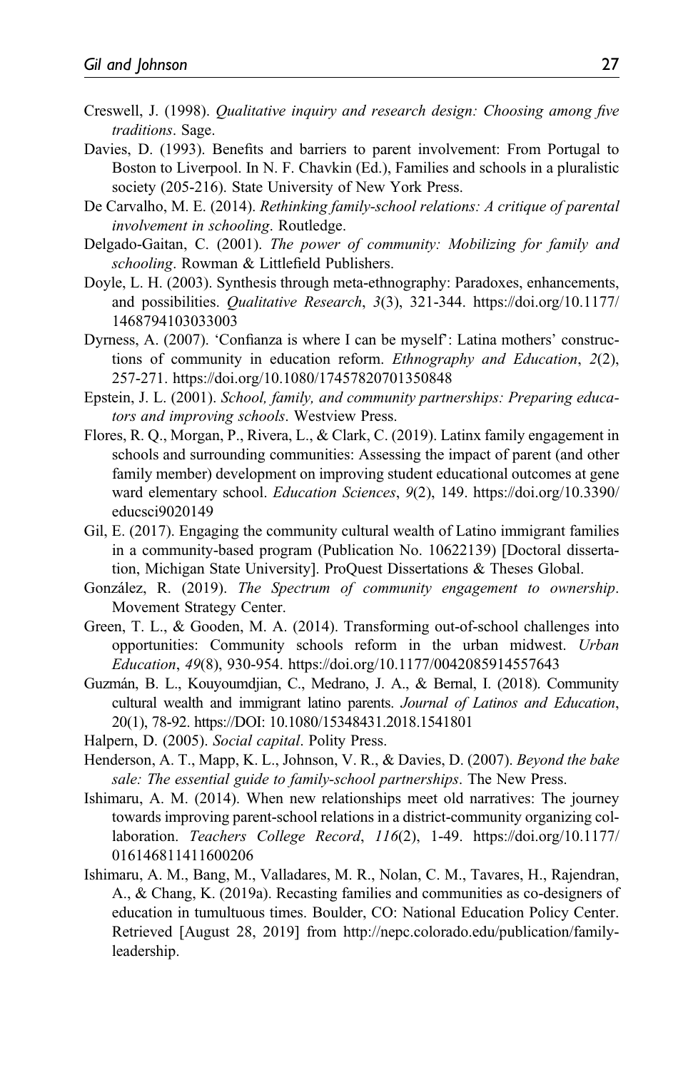Creswell, J. (1998). *Qualitative inquiry and research design: Choosing among five traditions*. Sage.

Davies, D. (1993). Benefits and barriers to parent involvement: From Portugal to Boston to Liverpool. In N. F. Chavkin (Ed.), Families and schools in a pluralistic society (205-216). State University of New York Press.

De Carvalho, M. E. (2014). *Rethinking family-school relations: A critique of parental involvement in schooling*. Routledge.

Delgado-Gaitan, C. (2001). *The power of community: Mobilizing for family and schooling*. Rowman & Littlefield Publishers.

Doyle, L. H. (2003). Synthesis through meta-ethnography: Paradoxes, enhancements, and possibilities. *Qualitative Research*, *3*(3), 321-344. https://doi.org/10.1177/1468794103033003

Dyrness, A. (2007). 'Confianza is where I can be myself': Latina mothers' constructions of community in education reform. *Ethnography and Education*, *2*(2), 257-271. https://doi.org/10.1080/17457820701350848

Epstein, J. L. (2001). *School, family, and community partnerships: Preparing educators and improving schools*. Westview Press.

Flores, R. Q., Morgan, P., Rivera, L., & Clark, C. (2019). Latinx family engagement in schools and surrounding communities: Assessing the impact of parent (and other family member) development on improving student educational outcomes at gene ward elementary school. *Education Sciences*, *9*(2), 149. https://doi.org/10.3390/educsci9020149

Gil, E. (2017). Engaging the community cultural wealth of Latino immigrant families in a community-based program (Publication No. 10622139) [Doctoral dissertation, Michigan State University]. ProQuest Dissertations & Theses Global.

González, R. (2019). *The Spectrum of community engagement to ownership*. Movement Strategy Center.

Green, T. L., & Gooden, M. A. (2014). Transforming out-of-school challenges into opportunities: Community schools reform in the urban midwest. *Urban Education*, *49*(8), 930-954. https://doi.org/10.1177/0042085914557643

Guzmán, B. L., Kouyoumdjian, C., Medrano, J. A., & Bernal, I. (2018). Community cultural wealth and immigrant latino parents. *Journal of Latinos and Education*, 20(1), 78-92. https://DOI: 10.1080/15348431.2018.1541801

Halpern, D. (2005). *Social capital*. Polity Press.

Henderson, A. T., Mapp, K. L., Johnson, V. R., & Davies, D. (2007). *Beyond the bake sale: The essential guide to family-school partnerships*. The New Press.

Ishimaru, A. M. (2014). When new relationships meet old narratives: The journey towards improving parent-school relations in a district-community organizing collaboration. *Teachers College Record*, *116*(2), 1-49. https://doi.org/10.1177/016146811411600206

Ishimaru, A. M., Bang, M., Valladares, M. R., Nolan, C. M., Tavares, H., Rajendran, A., & Chang, K. (2019a). Recasting families and communities as co-designers of education in tumultuous times. Boulder, CO: National Education Policy Center. Retrieved [August 28, 2019] from http://nepc.colorado.edu/publication/family-leadership.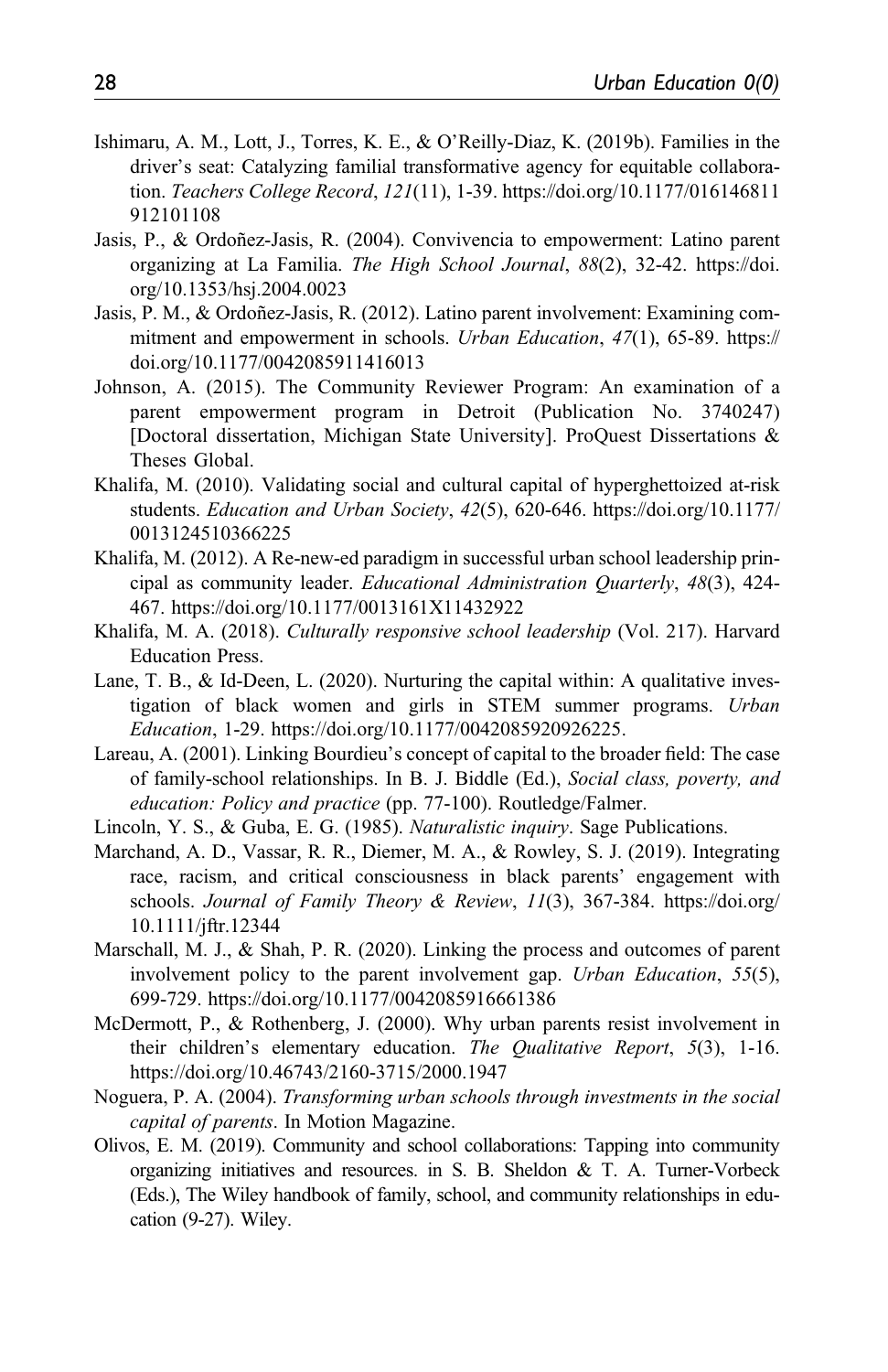Ishimaru, A. M., Lott, J., Torres, K. E., & O'Reilly-Diaz, K. (2019b). Families in the driver's seat: Catalyzing familial transformative agency for equitable collaboration. *Teachers College Record*, *121*(11), 1-39. https://doi.org/10.1177/016146811912101108

Jasis, P., & Ordoñez-Jasis, R. (2004). Convivencia to empowerment: Latino parent organizing at La Familia. *The High School Journal*, *88*(2), 32-42. https://doi.org/10.1353/hsj.2004.0023

Jasis, P. M., & Ordoñez-Jasis, R. (2012). Latino parent involvement: Examining commitment and empowerment in schools. *Urban Education*, *47*(1), 65-89. https://doi.org/10.1177/0042085911416013

Johnson, A. (2015). The Community Reviewer Program: An examination of a parent empowerment program in Detroit (Publication No. 3740247) [Doctoral dissertation, Michigan State University]. ProQuest Dissertations & Theses Global.

Khalifa, M. (2010). Validating social and cultural capital of hyperghettoized at-risk students. *Education and Urban Society*, *42*(5), 620-646. https://doi.org/10.1177/0013124510366225

Khalifa, M. (2012). A Re-new-ed paradigm in successful urban school leadership principal as community leader. *Educational Administration Quarterly*, *48*(3), 424-467. https://doi.org/10.1177/0013161X11432922

Khalifa, M. A. (2018). *Culturally responsive school leadership* (Vol. 217). Harvard Education Press.

Lane, T. B., & Id-Deen, L. (2020). Nurturing the capital within: A qualitative investigation of black women and girls in STEM summer programs. *Urban Education*, 1-29. https://doi.org/10.1177/0042085920926225.

Lareau, A. (2001). Linking Bourdieu's concept of capital to the broader field: The case of family-school relationships. In B. J. Biddle (Ed.), *Social class, poverty, and education: Policy and practice* (pp. 77-100). Routledge/Falmer.

Lincoln, Y. S., & Guba, E. G. (1985). *Naturalistic inquiry*. Sage Publications.

Marchand, A. D., Vassar, R. R., Diemer, M. A., & Rowley, S. J. (2019). Integrating race, racism, and critical consciousness in black parents' engagement with schools. *Journal of Family Theory & Review*, *11*(3), 367-384. https://doi.org/10.1111/jftr.12344

Marschall, M. J., & Shah, P. R. (2020). Linking the process and outcomes of parent involvement policy to the parent involvement gap. *Urban Education*, *55*(5), 699-729. https://doi.org/10.1177/0042085916661386

McDermott, P., & Rothenberg, J. (2000). Why urban parents resist involvement in their children's elementary education. *The Qualitative Report*, *5*(3), 1-16. https://doi.org/10.46743/2160-3715/2000.1947

Noguera, P. A. (2004). *Transforming urban schools through investments in the social capital of parents*. In Motion Magazine.

Olivos, E. M. (2019). Community and school collaborations: Tapping into community organizing initiatives and resources. in S. B. Sheldon & T. A. Turner-Vorbeck (Eds.), The Wiley handbook of family, school, and community relationships in education (9-27). Wiley.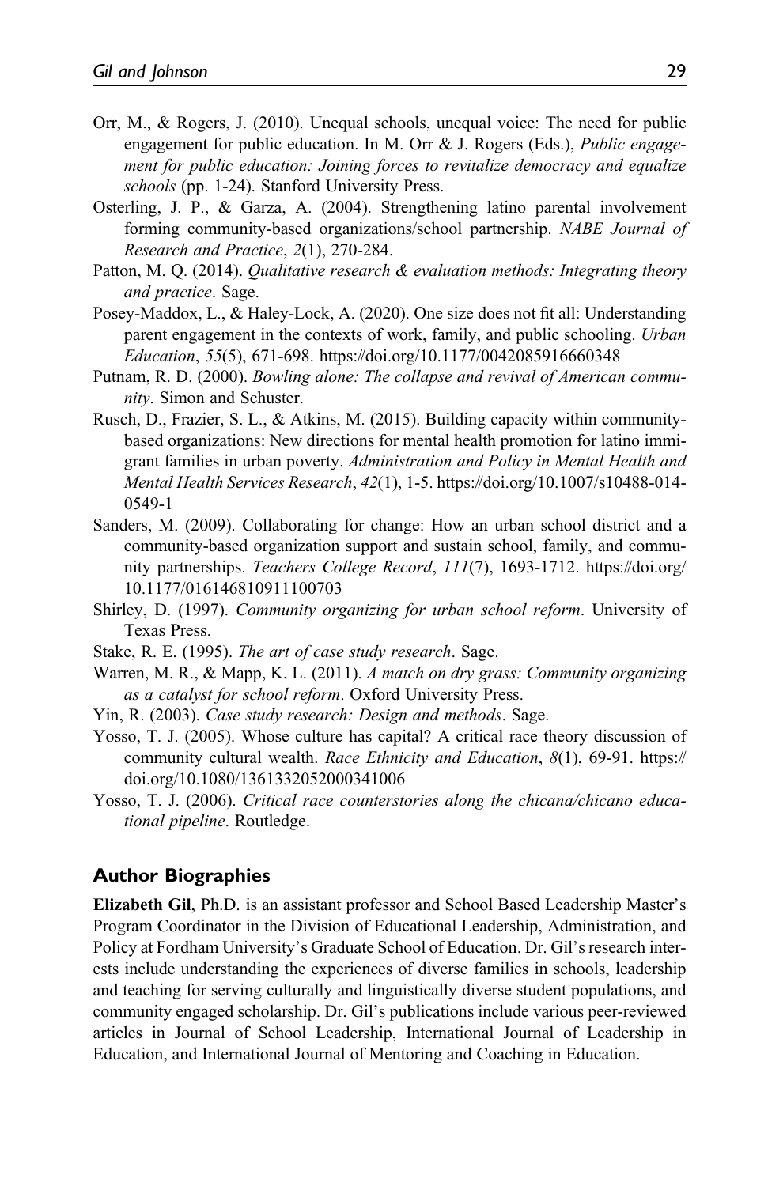Orr, M., & Rogers, J. (2010). Unequal schools, unequal voice: The need for public engagement for public education. In M. Orr & J. Rogers (Eds.), *Public engagement for public education: Joining forces to revitalize democracy and equalize schools* (pp. 1-24). Stanford University Press.

Osterling, J. P., & Garza, A. (2004). Strengthening latino parental involvement forming community-based organizations/school partnership. *NABE Journal of Research and Practice*, *2*(1), 270-284.

Patton, M. Q. (2014). *Qualitative research & evaluation methods: Integrating theory and practice*. Sage.

Posey-Maddox, L., & Haley-Lock, A. (2020). One size does not fit all: Understanding parent engagement in the contexts of work, family, and public schooling. *Urban Education*, *55*(5), 671-698. https://doi.org/10.1177/0042085916660348

Putnam, R. D. (2000). *Bowling alone: The collapse and revival of American community*. Simon and Schuster.

Rusch, D., Frazier, S. L., & Atkins, M. (2015). Building capacity within community-based organizations: New directions for mental health promotion for latino immigrant families in urban poverty. *Administration and Policy in Mental Health and Mental Health Services Research*, *42*(1), 1-5. https://doi.org/10.1007/s10488-014-0549-1

Sanders, M. (2009). Collaborating for change: How an urban school district and a community-based organization support and sustain school, family, and community partnerships. *Teachers College Record*, *111*(7), 1693-1712. https://doi.org/10.1177/016146810911100703

Shirley, D. (1997). *Community organizing for urban school reform*. University of Texas Press.

Stake, R. E. (1995). *The art of case study research*. Sage.

Warren, M. R., & Mapp, K. L. (2011). *A match on dry grass: Community organizing as a catalyst for school reform*. Oxford University Press.

Yin, R. (2003). *Case study research: Design and methods*. Sage.

Yosso, T. J. (2005). Whose culture has capital? A critical race theory discussion of community cultural wealth. *Race Ethnicity and Education*, *8*(1), 69-91. https://doi.org/10.1080/1361332052000341006

Yosso, T. J. (2006). *Critical race counterstories along the chicana/chicano educational pipeline*. Routledge.

## Author Biographies

**Elizabeth Gil**, Ph.D. is an assistant professor and School Based Leadership Master's Program Coordinator in the Division of Educational Leadership, Administration, and Policy at Fordham University's Graduate School of Education. Dr. Gil's research interests include understanding the experiences of diverse families in schools, leadership and teaching for serving culturally and linguistically diverse student populations, and community engaged scholarship. Dr. Gil's publications include various peer-reviewed articles in Journal of School Leadership, International Journal of Leadership in Education, and International Journal of Mentoring and Coaching in Education.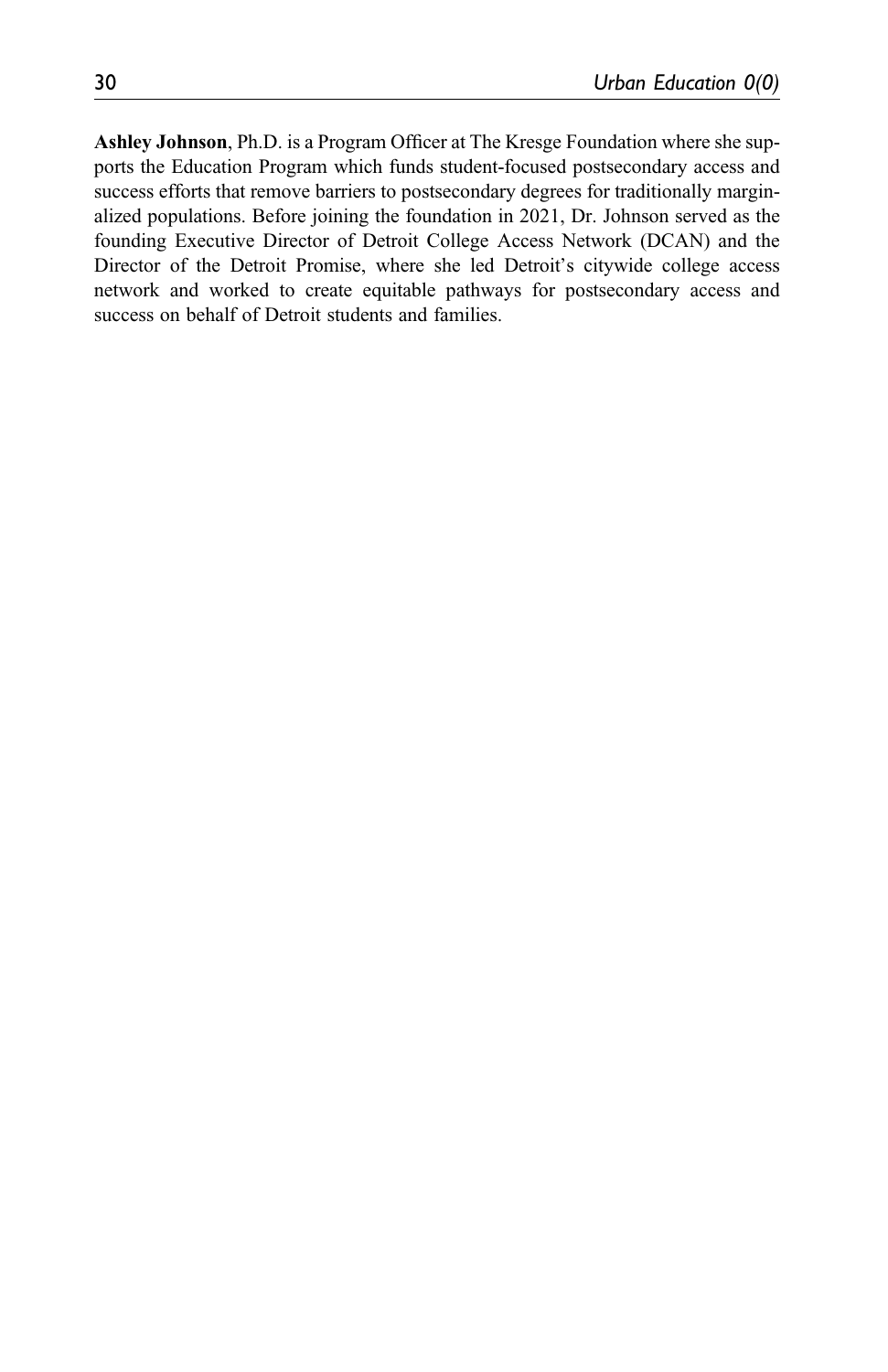**Ashley Johnson**, Ph.D. is a Program Officer at The Kresge Foundation where she supports the Education Program which funds student-focused postsecondary access and success efforts that remove barriers to postsecondary degrees for traditionally marginalized populations. Before joining the foundation in 2021, Dr. Johnson served as the founding Executive Director of Detroit College Access Network (DCAN) and the Director of the Detroit Promise, where she led Detroit's citywide college access network and worked to create equitable pathways for postsecondary access and success on behalf of Detroit students and families.